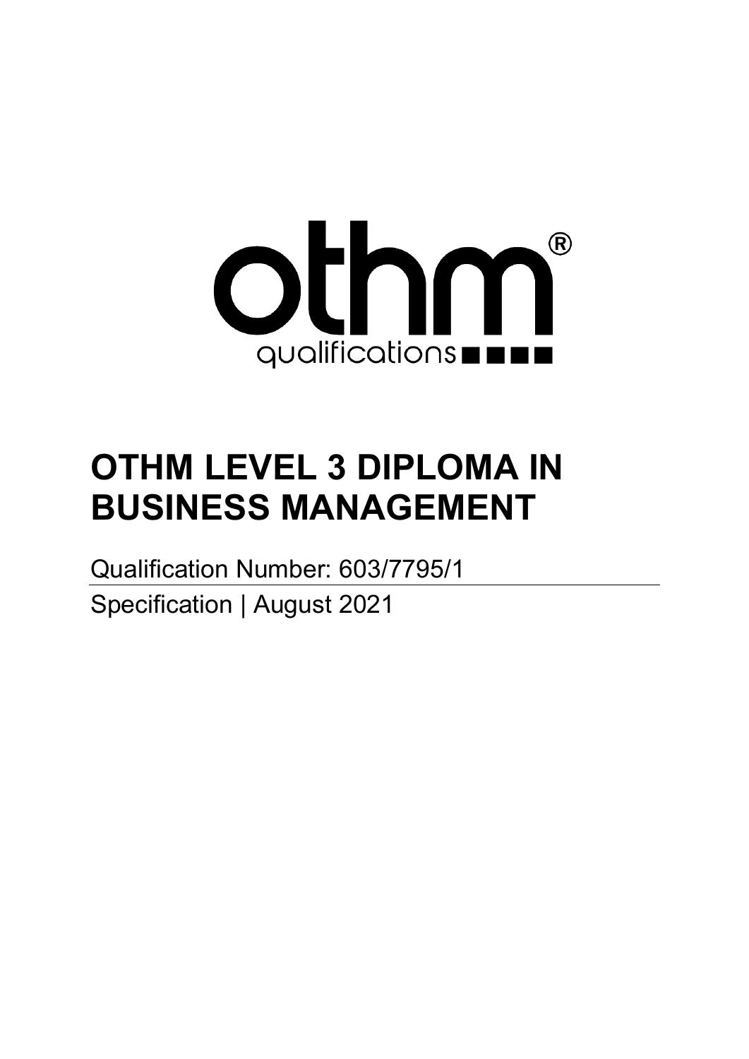othm® qualifications

# OTHM LEVEL 3 DIPLOMA IN BUSINESS MANAGEMENT

Qualification Number: 603/7795/1

Specification | August 2021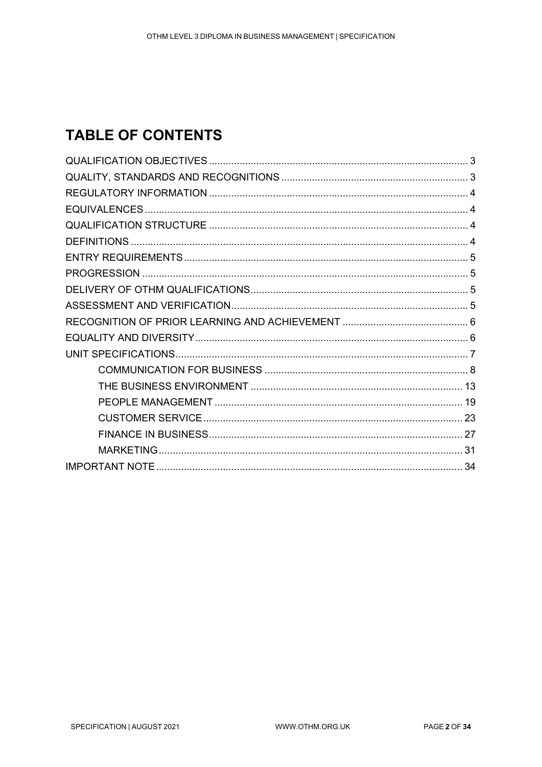# TABLE OF CONTENTS

- QUALIFICATION OBJECTIVES ..... 3
- QUALITY, STANDARDS AND RECOGNITIONS ..... 3
- REGULATORY INFORMATION ..... 4
- EQUIVALENCES ..... 4
- QUALIFICATION STRUCTURE ..... 4
- DEFINITIONS ..... 4
- ENTRY REQUIREMENTS ..... 5
- PROGRESSION ..... 5
- DELIVERY OF OTHM QUALIFICATIONS ..... 5
- ASSESSMENT AND VERIFICATION ..... 5
- RECOGNITION OF PRIOR LEARNING AND ACHIEVEMENT ..... 6
- EQUALITY AND DIVERSITY ..... 6
- UNIT SPECIFICATIONS ..... 7
    - COMMUNICATION FOR BUSINESS ..... 8
    - THE BUSINESS ENVIRONMENT ..... 13
    - PEOPLE MANAGEMENT ..... 19
    - CUSTOMER SERVICE ..... 23
    - FINANCE IN BUSINESS ..... 27
    - MARKETING ..... 31
- IMPORTANT NOTE ..... 34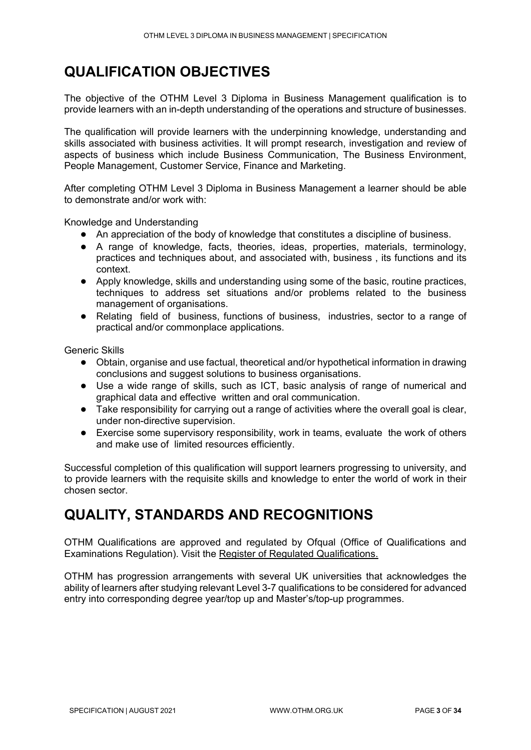# QUALIFICATION OBJECTIVES

The objective of the OTHM Level 3 Diploma in Business Management qualification is to provide learners with an in-depth understanding of the operations and structure of businesses.

The qualification will provide learners with the underpinning knowledge, understanding and skills associated with business activities. It will prompt research, investigation and review of aspects of business which include Business Communication, The Business Environment, People Management, Customer Service, Finance and Marketing.

After completing OTHM Level 3 Diploma in Business Management a learner should be able to demonstrate and/or work with:

Knowledge and Understanding

- An appreciation of the body of knowledge that constitutes a discipline of business.
- A range of knowledge, facts, theories, ideas, properties, materials, terminology, practices and techniques about, and associated with, business , its functions and its context.
- Apply knowledge, skills and understanding using some of the basic, routine practices, techniques to address set situations and/or problems related to the business management of organisations.
- Relating field of business, functions of business, industries, sector to a range of practical and/or commonplace applications.

Generic Skills

- Obtain, organise and use factual, theoretical and/or hypothetical information in drawing conclusions and suggest solutions to business organisations.
- Use a wide range of skills, such as ICT, basic analysis of range of numerical and graphical data and effective written and oral communication.
- Take responsibility for carrying out a range of activities where the overall goal is clear, under non-directive supervision.
- Exercise some supervisory responsibility, work in teams, evaluate the work of others and make use of limited resources efficiently.

Successful completion of this qualification will support learners progressing to university, and to provide learners with the requisite skills and knowledge to enter the world of work in their chosen sector.

# QUALITY, STANDARDS AND RECOGNITIONS

OTHM Qualifications are approved and regulated by Ofqual (Office of Qualifications and Examinations Regulation). Visit the Register of Regulated Qualifications.

OTHM has progression arrangements with several UK universities that acknowledges the ability of learners after studying relevant Level 3-7 qualifications to be considered for advanced entry into corresponding degree year/top up and Master's/top-up programmes.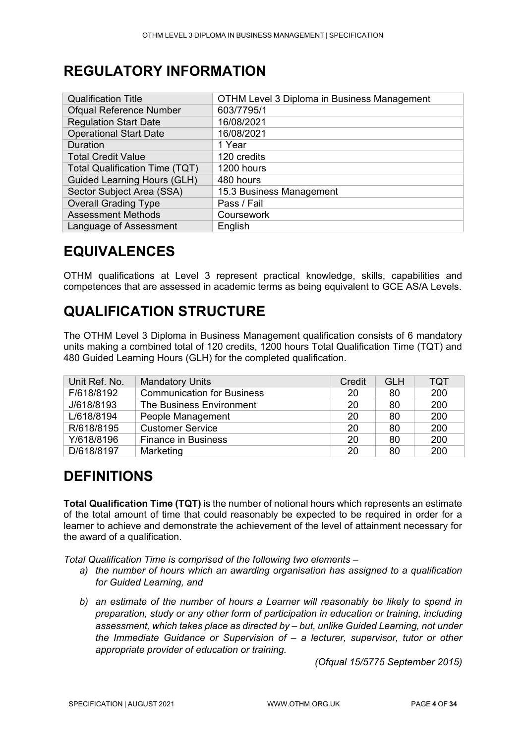# REGULATORY INFORMATION

| Qualification Title | OTHM Level 3 Diploma in Business Management |
|---|---|
| Ofqual Reference Number | 603/7795/1 |
| Regulation Start Date | 16/08/2021 |
| Operational Start Date | 16/08/2021 |
| Duration | 1 Year |
| Total Credit Value | 120 credits |
| Total Qualification Time (TQT) | 1200 hours |
| Guided Learning Hours (GLH) | 480 hours |
| Sector Subject Area (SSA) | 15.3 Business Management |
| Overall Grading Type | Pass / Fail |
| Assessment Methods | Coursework |
| Language of Assessment | English |

# EQUIVALENCES

OTHM qualifications at Level 3 represent practical knowledge, skills, capabilities and competences that are assessed in academic terms as being equivalent to GCE AS/A Levels.

# QUALIFICATION STRUCTURE

The OTHM Level 3 Diploma in Business Management qualification consists of 6 mandatory units making a combined total of 120 credits, 1200 hours Total Qualification Time (TQT) and 480 Guided Learning Hours (GLH) for the completed qualification.

| Unit Ref. No. | Mandatory Units | Credit | GLH | TQT |
|---|---|---|---|---|
| F/618/8192 | Communication for Business | 20 | 80 | 200 |
| J/618/8193 | The Business Environment | 20 | 80 | 200 |
| L/618/8194 | People Management | 20 | 80 | 200 |
| R/618/8195 | Customer Service | 20 | 80 | 200 |
| Y/618/8196 | Finance in Business | 20 | 80 | 200 |
| D/618/8197 | Marketing | 20 | 80 | 200 |

# DEFINITIONS

**Total Qualification Time (TQT)** is the number of notional hours which represents an estimate of the total amount of time that could reasonably be expected to be required in order for a learner to achieve and demonstrate the achievement of the level of attainment necessary for the award of a qualification.

*Total Qualification Time is comprised of the following two elements –*

*a) the number of hours which an awarding organisation has assigned to a qualification for Guided Learning, and*

*b) an estimate of the number of hours a Learner will reasonably be likely to spend in preparation, study or any other form of participation in education or training, including assessment, which takes place as directed by – but, unlike Guided Learning, not under the Immediate Guidance or Supervision of – a lecturer, supervisor, tutor or other appropriate provider of education or training.*

*(Ofqual 15/5775 September 2015)*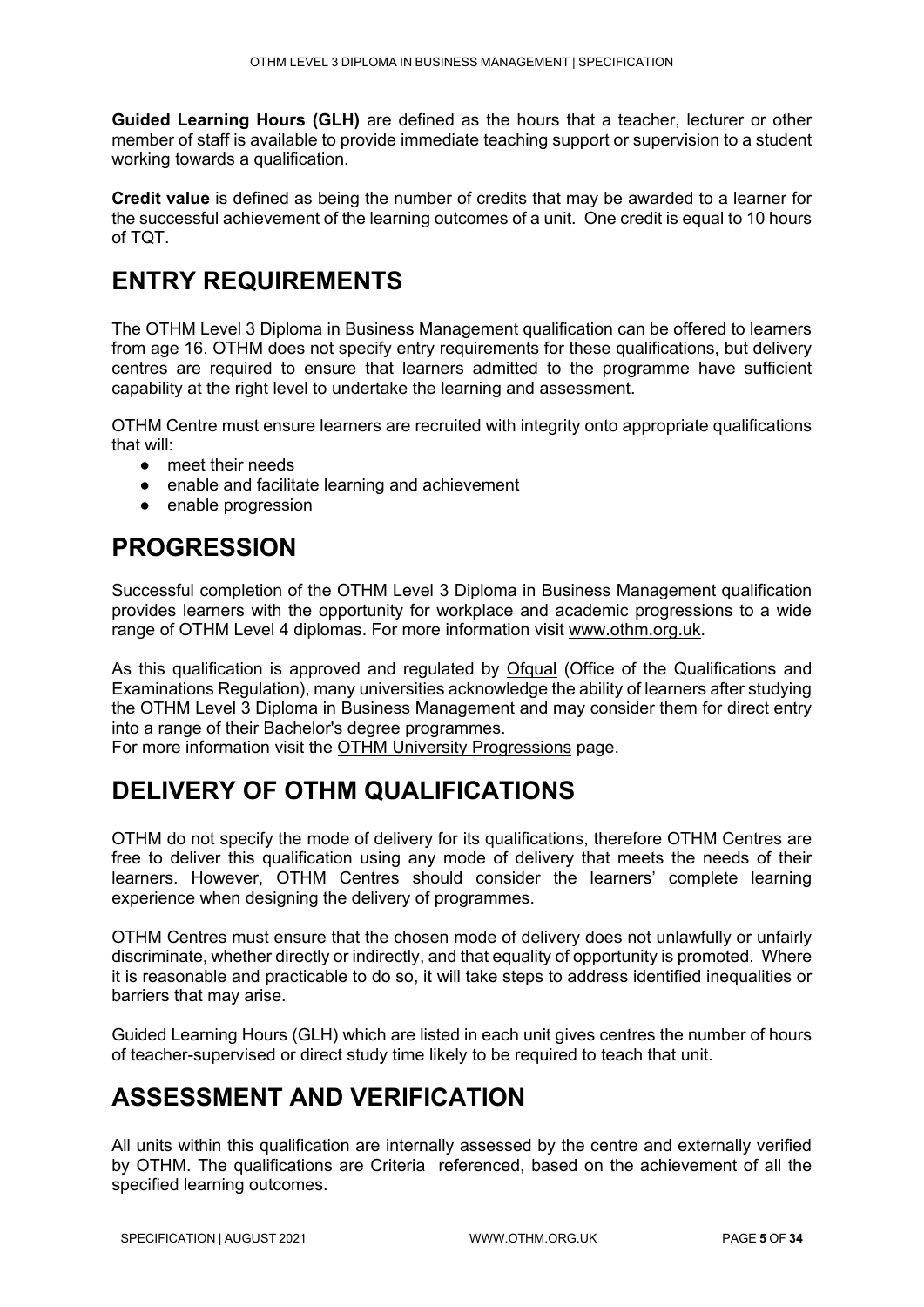**Guided Learning Hours (GLH)** are defined as the hours that a teacher, lecturer or other member of staff is available to provide immediate teaching support or supervision to a student working towards a qualification.

**Credit value** is defined as being the number of credits that may be awarded to a learner for the successful achievement of the learning outcomes of a unit. One credit is equal to 10 hours of TQT.

# ENTRY REQUIREMENTS

The OTHM Level 3 Diploma in Business Management qualification can be offered to learners from age 16. OTHM does not specify entry requirements for these qualifications, but delivery centres are required to ensure that learners admitted to the programme have sufficient capability at the right level to undertake the learning and assessment.

OTHM Centre must ensure learners are recruited with integrity onto appropriate qualifications that will:

- meet their needs
- enable and facilitate learning and achievement
- enable progression

# PROGRESSION

Successful completion of the OTHM Level 3 Diploma in Business Management qualification provides learners with the opportunity for workplace and academic progressions to a wide range of OTHM Level 4 diplomas. For more information visit www.othm.org.uk.

As this qualification is approved and regulated by Ofqual (Office of the Qualifications and Examinations Regulation), many universities acknowledge the ability of learners after studying the OTHM Level 3 Diploma in Business Management and may consider them for direct entry into a range of their Bachelor's degree programmes.
For more information visit the OTHM University Progressions page.

# DELIVERY OF OTHM QUALIFICATIONS

OTHM do not specify the mode of delivery for its qualifications, therefore OTHM Centres are free to deliver this qualification using any mode of delivery that meets the needs of their learners. However, OTHM Centres should consider the learners' complete learning experience when designing the delivery of programmes.

OTHM Centres must ensure that the chosen mode of delivery does not unlawfully or unfairly discriminate, whether directly or indirectly, and that equality of opportunity is promoted. Where it is reasonable and practicable to do so, it will take steps to address identified inequalities or barriers that may arise.

Guided Learning Hours (GLH) which are listed in each unit gives centres the number of hours of teacher-supervised or direct study time likely to be required to teach that unit.

# ASSESSMENT AND VERIFICATION

All units within this qualification are internally assessed by the centre and externally verified by OTHM. The qualifications are Criteria referenced, based on the achievement of all the specified learning outcomes.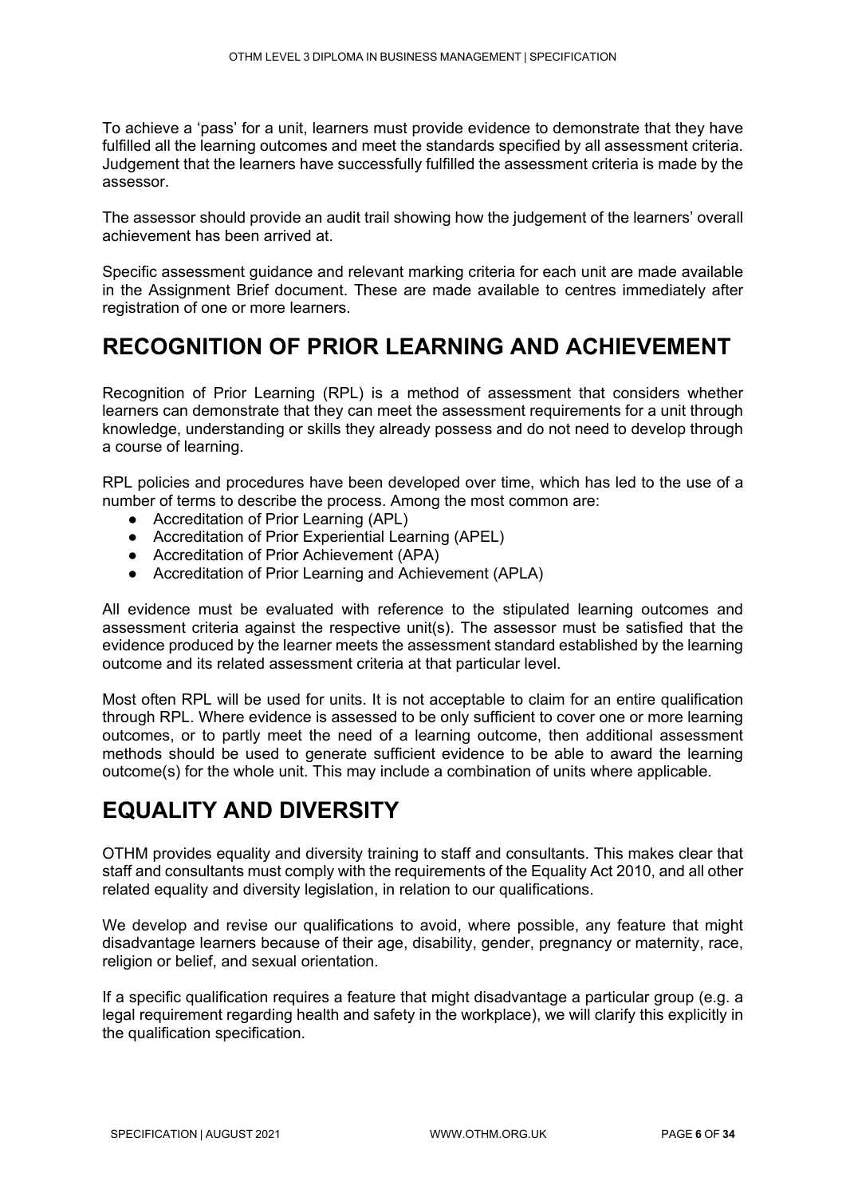To achieve a 'pass' for a unit, learners must provide evidence to demonstrate that they have fulfilled all the learning outcomes and meet the standards specified by all assessment criteria. Judgement that the learners have successfully fulfilled the assessment criteria is made by the assessor.

The assessor should provide an audit trail showing how the judgement of the learners' overall achievement has been arrived at.

Specific assessment guidance and relevant marking criteria for each unit are made available in the Assignment Brief document. These are made available to centres immediately after registration of one or more learners.

## RECOGNITION OF PRIOR LEARNING AND ACHIEVEMENT

Recognition of Prior Learning (RPL) is a method of assessment that considers whether learners can demonstrate that they can meet the assessment requirements for a unit through knowledge, understanding or skills they already possess and do not need to develop through a course of learning.

RPL policies and procedures have been developed over time, which has led to the use of a number of terms to describe the process. Among the most common are:

- Accreditation of Prior Learning (APL)
- Accreditation of Prior Experiential Learning (APEL)
- Accreditation of Prior Achievement (APA)
- Accreditation of Prior Learning and Achievement (APLA)

All evidence must be evaluated with reference to the stipulated learning outcomes and assessment criteria against the respective unit(s). The assessor must be satisfied that the evidence produced by the learner meets the assessment standard established by the learning outcome and its related assessment criteria at that particular level.

Most often RPL will be used for units. It is not acceptable to claim for an entire qualification through RPL. Where evidence is assessed to be only sufficient to cover one or more learning outcomes, or to partly meet the need of a learning outcome, then additional assessment methods should be used to generate sufficient evidence to be able to award the learning outcome(s) for the whole unit. This may include a combination of units where applicable.

## EQUALITY AND DIVERSITY

OTHM provides equality and diversity training to staff and consultants. This makes clear that staff and consultants must comply with the requirements of the Equality Act 2010, and all other related equality and diversity legislation, in relation to our qualifications.

We develop and revise our qualifications to avoid, where possible, any feature that might disadvantage learners because of their age, disability, gender, pregnancy or maternity, race, religion or belief, and sexual orientation.

If a specific qualification requires a feature that might disadvantage a particular group (e.g. a legal requirement regarding health and safety in the workplace), we will clarify this explicitly in the qualification specification.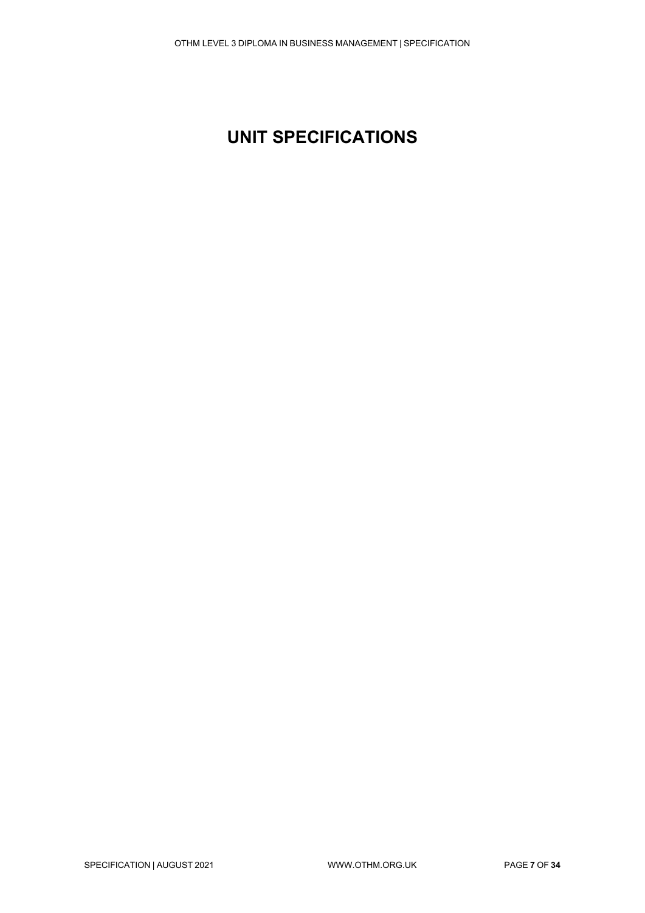# UNIT SPECIFICATIONS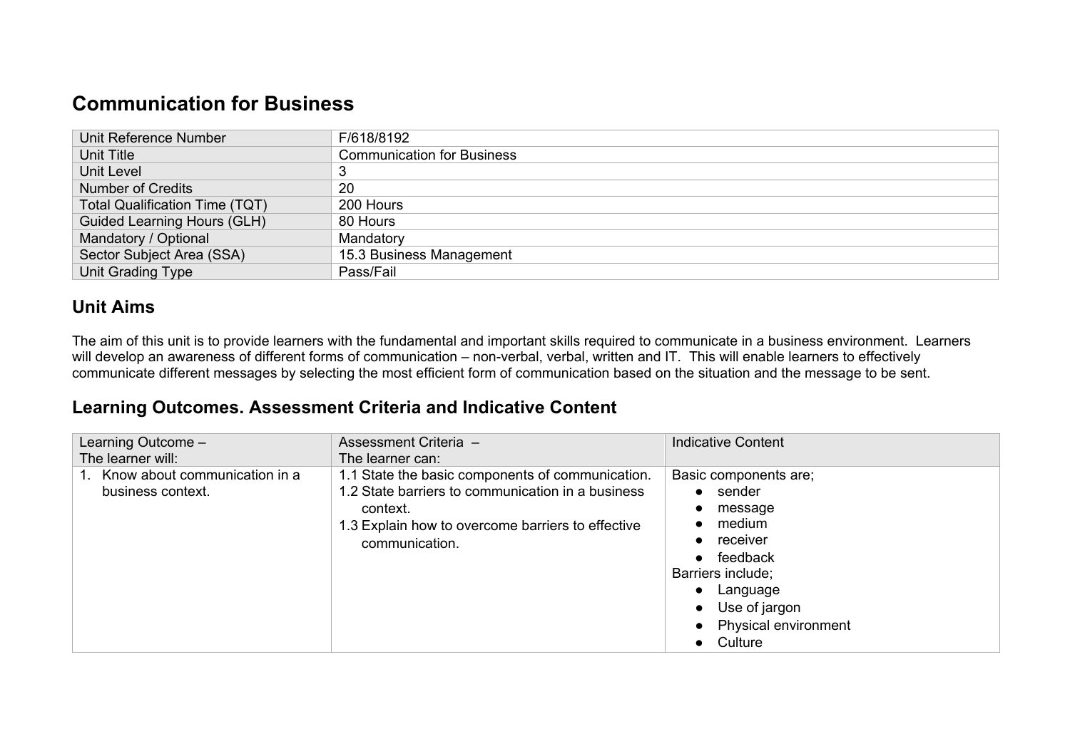## Communication for Business

| | |
|---|---|
| Unit Reference Number | F/618/8192 |
| Unit Title | Communication for Business |
| Unit Level | 3 |
| Number of Credits | 20 |
| Total Qualification Time (TQT) | 200 Hours |
| Guided Learning Hours (GLH) | 80 Hours |
| Mandatory / Optional | Mandatory |
| Sector Subject Area (SSA) | 15.3 Business Management |
| Unit Grading Type | Pass/Fail |

### Unit Aims

The aim of this unit is to provide learners with the fundamental and important skills required to communicate in a business environment. Learners will develop an awareness of different forms of communication – non-verbal, verbal, written and IT. This will enable learners to effectively communicate different messages by selecting the most efficient form of communication based on the situation and the message to be sent.

### Learning Outcomes. Assessment Criteria and Indicative Content

| Learning Outcome – The learner will: | Assessment Criteria – The learner can: | Indicative Content |
|---|---|---|
| 1. Know about communication in a business context. | 1.1 State the basic components of communication.<br>1.2 State barriers to communication in a business context.<br>1.3 Explain how to overcome barriers to effective communication. | Basic components are;<br>• sender<br>• message<br>• medium<br>• receiver<br>• feedback<br>Barriers include;<br>• Language<br>• Use of jargon<br>• Physical environment<br>• Culture |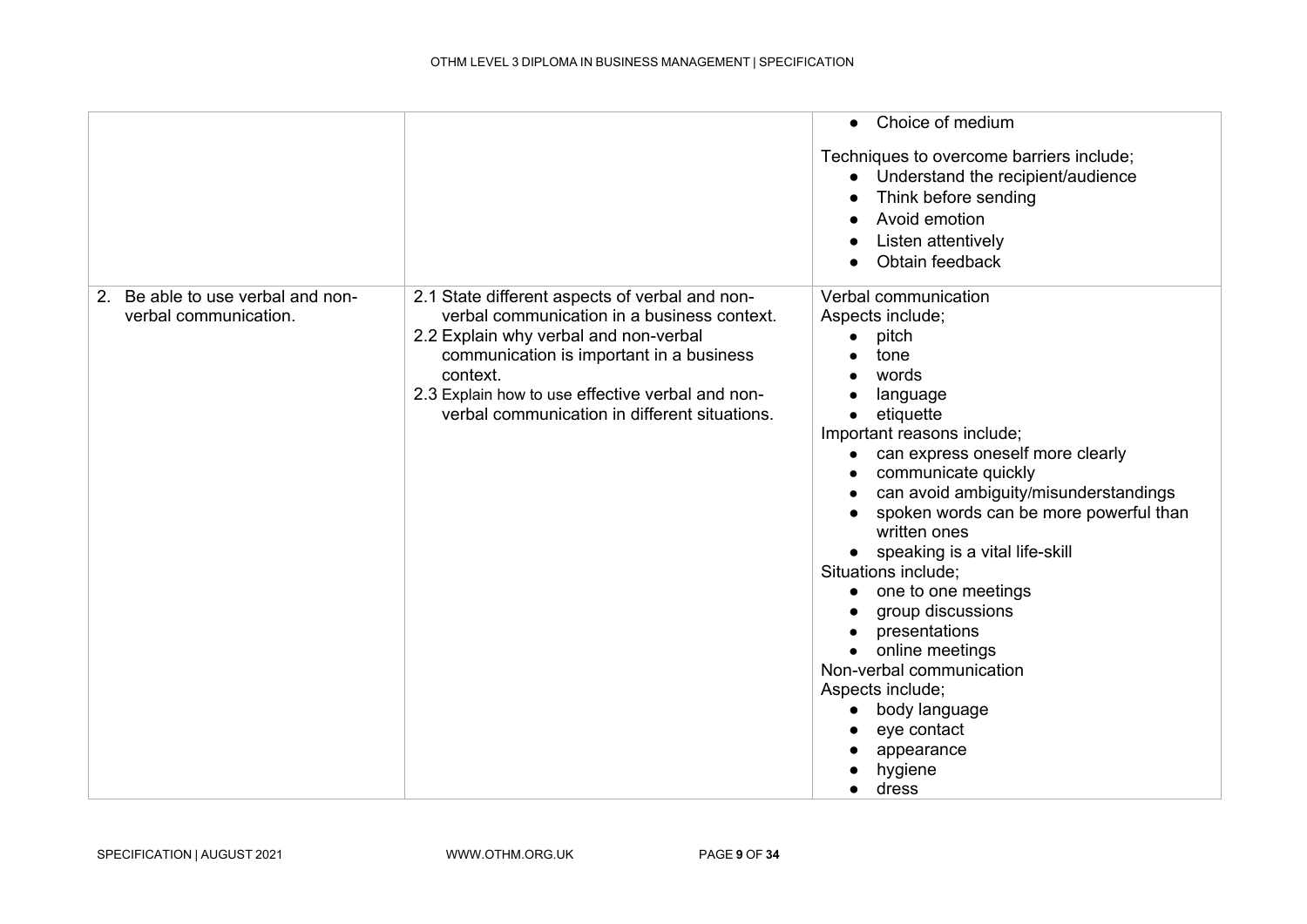| | | |
|---|---|---|
| | | • Choice of medium<br><br>Techniques to overcome barriers include;<br>• Understand the recipient/audience<br>• Think before sending<br>• Avoid emotion<br>• Listen attentively<br>• Obtain feedback |
| 2. Be able to use verbal and non-verbal communication. | 2.1 State different aspects of verbal and non-verbal communication in a business context.<br>2.2 Explain why verbal and non-verbal communication is important in a business context.<br>2.3 Explain how to use effective verbal and non-verbal communication in different situations. | Verbal communication<br>Aspects include;<br>• pitch<br>• tone<br>• words<br>• language<br>• etiquette<br>Important reasons include;<br>• can express oneself more clearly<br>• communicate quickly<br>• can avoid ambiguity/misunderstandings<br>• spoken words can be more powerful than written ones<br>• speaking is a vital life-skill<br>Situations include;<br>• one to one meetings<br>• group discussions<br>• presentations<br>• online meetings<br>Non-verbal communication<br>Aspects include;<br>• body language<br>• eye contact<br>• appearance<br>• hygiene<br>• dress |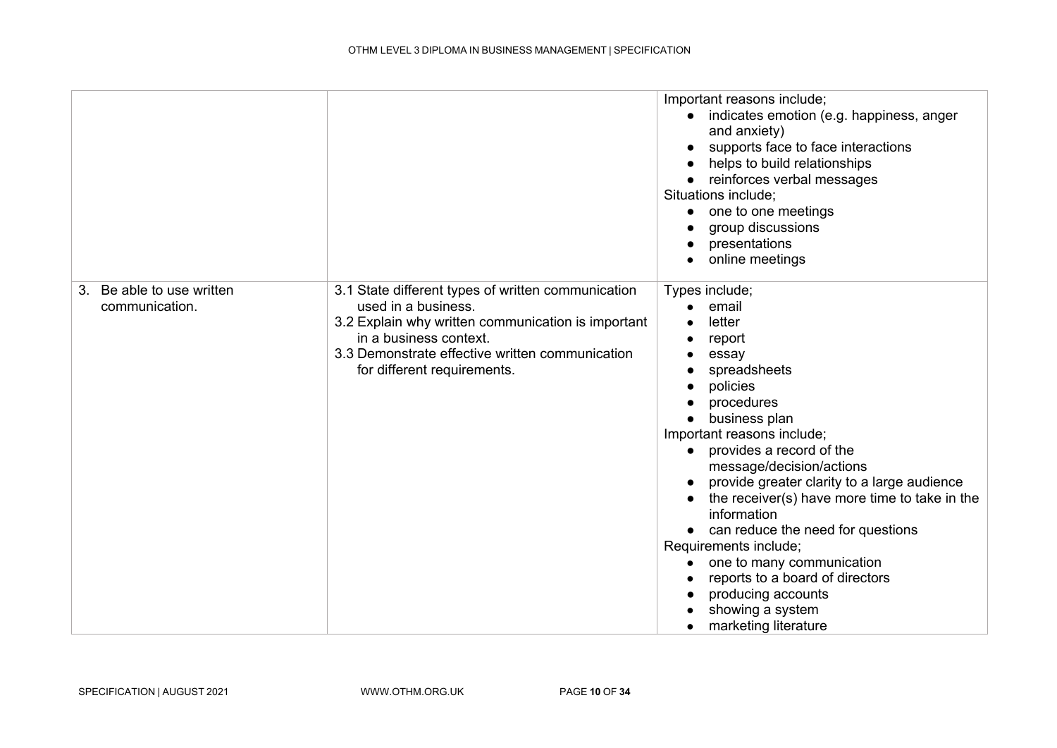| | | |
|---|---|---|
| | | Important reasons include;<br>• indicates emotion (e.g. happiness, anger and anxiety)<br>• supports face to face interactions<br>• helps to build relationships<br>• reinforces verbal messages<br>Situations include;<br>• one to one meetings<br>• group discussions<br>• presentations<br>• online meetings |
| 3. Be able to use written communication. | 3.1 State different types of written communication used in a business.<br>3.2 Explain why written communication is important in a business context.<br>3.3 Demonstrate effective written communication for different requirements. | Types include;<br>• email<br>• letter<br>• report<br>• essay<br>• spreadsheets<br>• policies<br>• procedures<br>• business plan<br>Important reasons include;<br>• provides a record of the message/decision/actions<br>• provide greater clarity to a large audience<br>• the receiver(s) have more time to take in the information<br>• can reduce the need for questions<br>Requirements include;<br>• one to many communication<br>• reports to a board of directors<br>• producing accounts<br>• showing a system<br>• marketing literature |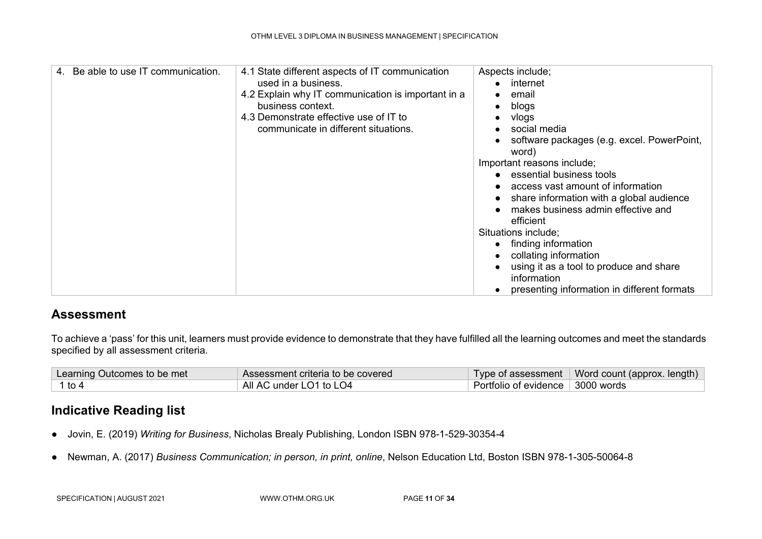| | | |
|---|---|---|
| 4. Be able to use IT communication. | 4.1 State different aspects of IT communication used in a business.<br>4.2 Explain why IT communication is important in a business context.<br>4.3 Demonstrate effective use of IT to communicate in different situations. | Aspects include;<br>• internet<br>• email<br>• blogs<br>• vlogs<br>• social media<br>• software packages (e.g. excel. PowerPoint, word)<br>Important reasons include;<br>• essential business tools<br>• access vast amount of information<br>• share information with a global audience<br>• makes business admin effective and efficient<br>Situations include;<br>• finding information<br>• collating information<br>• using it as a tool to produce and share information<br>• presenting information in different formats |

## Assessment

To achieve a 'pass' for this unit, learners must provide evidence to demonstrate that they have fulfilled all the learning outcomes and meet the standards specified by all assessment criteria.

| Learning Outcomes to be met | Assessment criteria to be covered | Type of assessment | Word count (approx. length) |
|---|---|---|---|
| 1 to 4 | All AC under LO1 to LO4 | Portfolio of evidence | 3000 words |

## Indicative Reading list

- Jovin, E. (2019) *Writing for Business*, Nicholas Brealy Publishing, London ISBN 978-1-529-30354-4
- Newman, A. (2017) *Business Communication; in person, in print, online*, Nelson Education Ltd, Boston ISBN 978-1-305-50064-8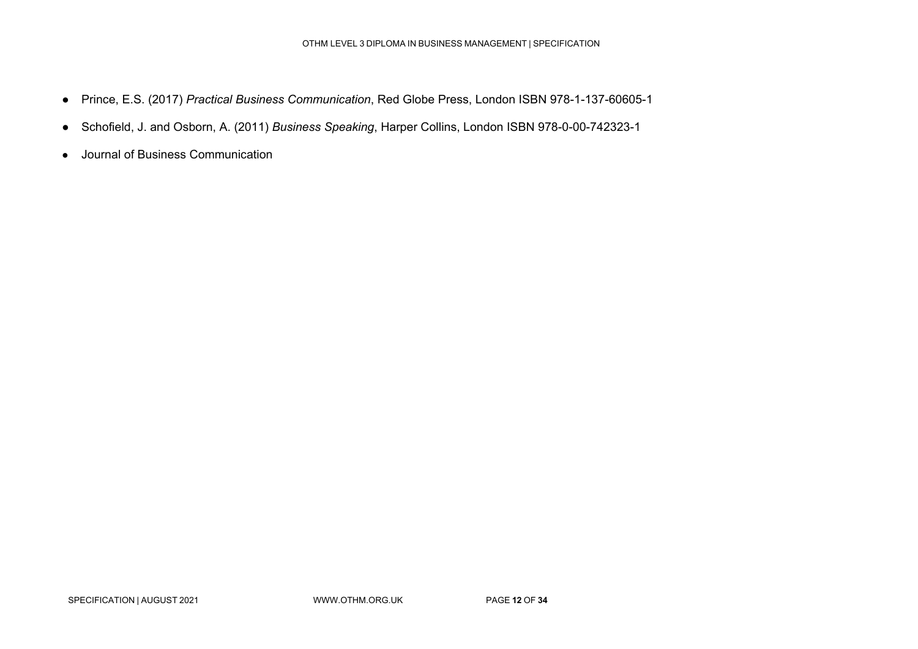- Prince, E.S. (2017) *Practical Business Communication*, Red Globe Press, London ISBN 978-1-137-60605-1
- Schofield, J. and Osborn, A. (2011) *Business Speaking*, Harper Collins, London ISBN 978-0-00-742323-1
- Journal of Business Communication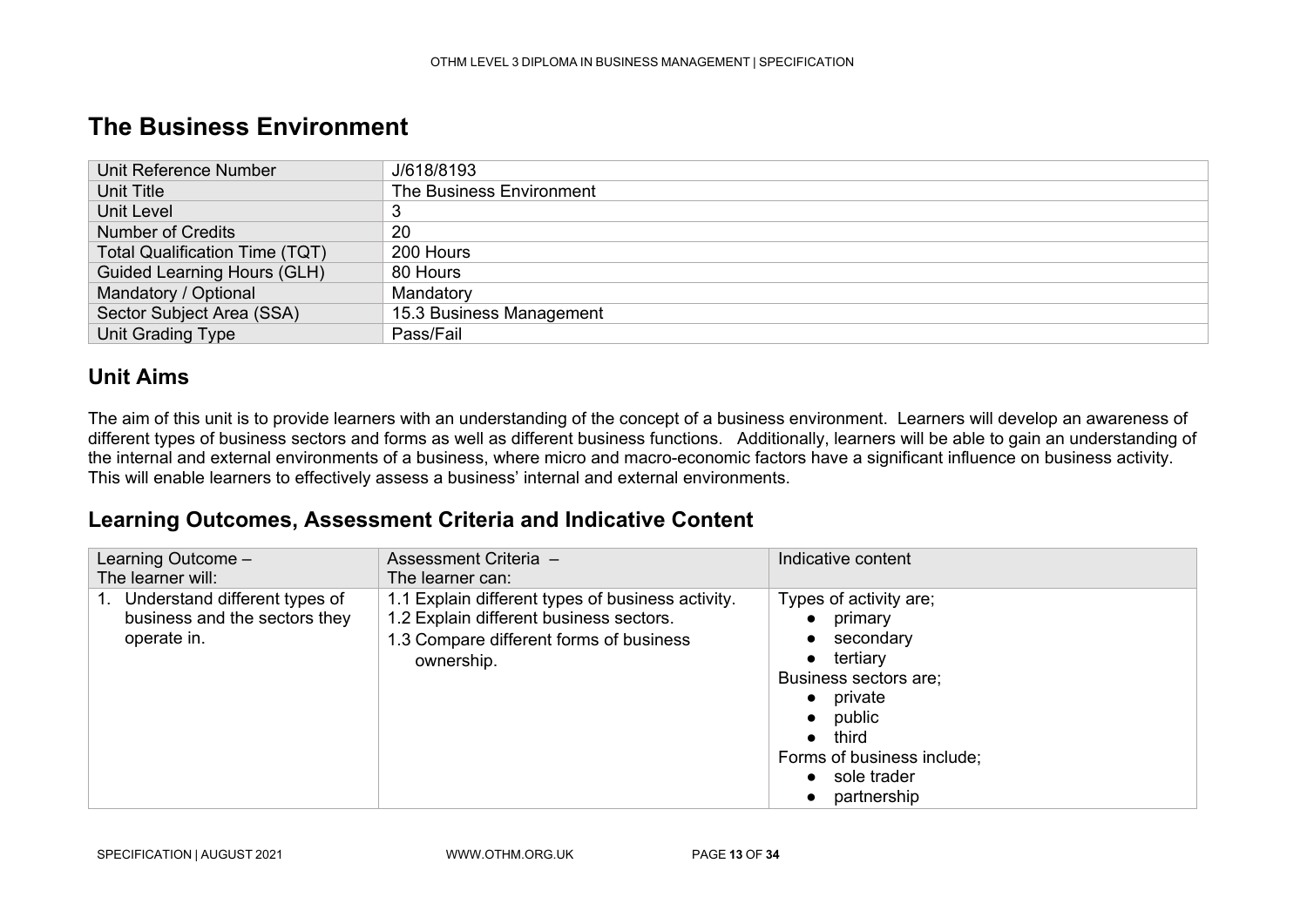# The Business Environment

| Unit Reference Number | J/618/8193 |
|---|---|
| Unit Title | The Business Environment |
| Unit Level | 3 |
| Number of Credits | 20 |
| Total Qualification Time (TQT) | 200 Hours |
| Guided Learning Hours (GLH) | 80 Hours |
| Mandatory / Optional | Mandatory |
| Sector Subject Area (SSA) | 15.3 Business Management |
| Unit Grading Type | Pass/Fail |

## Unit Aims

The aim of this unit is to provide learners with an understanding of the concept of a business environment. Learners will develop an awareness of different types of business sectors and forms as well as different business functions. Additionally, learners will be able to gain an understanding of the internal and external environments of a business, where micro and macro-economic factors have a significant influence on business activity. This will enable learners to effectively assess a business' internal and external environments.

## Learning Outcomes, Assessment Criteria and Indicative Content

| Learning Outcome – The learner will: | Assessment Criteria – The learner can: | Indicative content |
|---|---|---|
| 1. Understand different types of business and the sectors they operate in. | 1.1 Explain different types of business activity.<br>1.2 Explain different business sectors.<br>1.3 Compare different forms of business ownership. | Types of activity are;<br>• primary<br>• secondary<br>• tertiary<br>Business sectors are;<br>• private<br>• public<br>• third<br>Forms of business include;<br>• sole trader<br>• partnership |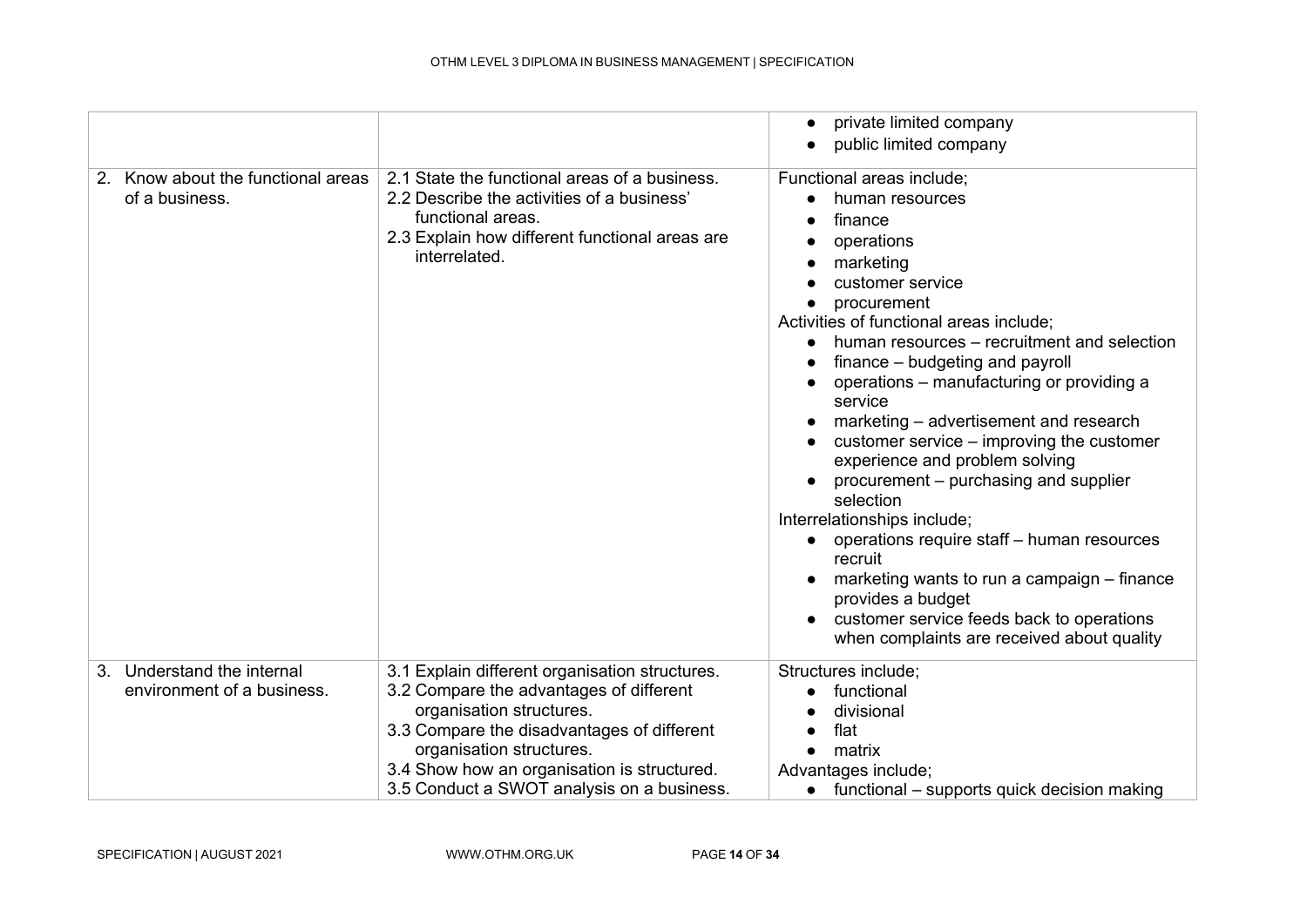| | | |
|---|---|---|
| | | ● private limited company<br>● public limited company |
| 2. Know about the functional areas of a business. | 2.1 State the functional areas of a business.<br>2.2 Describe the activities of a business' functional areas.<br>2.3 Explain how different functional areas are interrelated. | Functional areas include;<br>● human resources<br>● finance<br>● operations<br>● marketing<br>● customer service<br>● procurement<br>Activities of functional areas include;<br>● human resources – recruitment and selection<br>● finance – budgeting and payroll<br>● operations – manufacturing or providing a service<br>● marketing – advertisement and research<br>● customer service – improving the customer experience and problem solving<br>● procurement – purchasing and supplier selection<br>Interrelationships include;<br>● operations require staff – human resources recruit<br>● marketing wants to run a campaign – finance provides a budget<br>● customer service feeds back to operations when complaints are received about quality |
| 3. Understand the internal environment of a business. | 3.1 Explain different organisation structures.<br>3.2 Compare the advantages of different organisation structures.<br>3.3 Compare the disadvantages of different organisation structures.<br>3.4 Show how an organisation is structured.<br>3.5 Conduct a SWOT analysis on a business. | Structures include;<br>● functional<br>● divisional<br>● flat<br>● matrix<br>Advantages include;<br>● functional – supports quick decision making |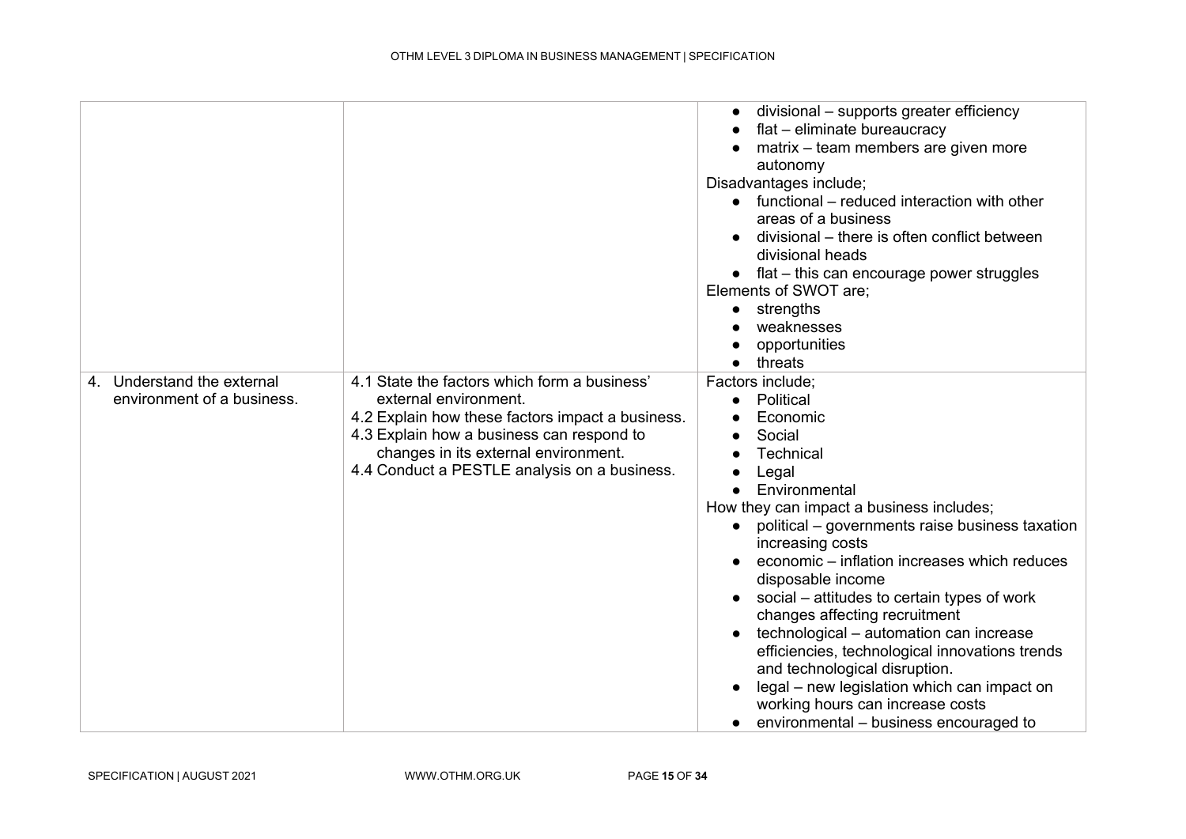| | | |
|---|---|---|
| | | • divisional – supports greater efficiency<br>• flat – eliminate bureaucracy<br>• matrix – team members are given more autonomy<br>Disadvantages include;<br>• functional – reduced interaction with other areas of a business<br>• divisional – there is often conflict between divisional heads<br>• flat – this can encourage power struggles<br>Elements of SWOT are;<br>• strengths<br>• weaknesses<br>• opportunities<br>• threats |
| 4. Understand the external environment of a business. | 4.1 State the factors which form a business' external environment.<br>4.2 Explain how these factors impact a business.<br>4.3 Explain how a business can respond to changes in its external environment.<br>4.4 Conduct a PESTLE analysis on a business. | Factors include;<br>• Political<br>• Economic<br>• Social<br>• Technical<br>• Legal<br>• Environmental<br>How they can impact a business includes;<br>• political – governments raise business taxation increasing costs<br>• economic – inflation increases which reduces disposable income<br>• social – attitudes to certain types of work changes affecting recruitment<br>• technological – automation can increase efficiencies, technological innovations trends and technological disruption.<br>• legal – new legislation which can impact on working hours can increase costs<br>• environmental – business encouraged to |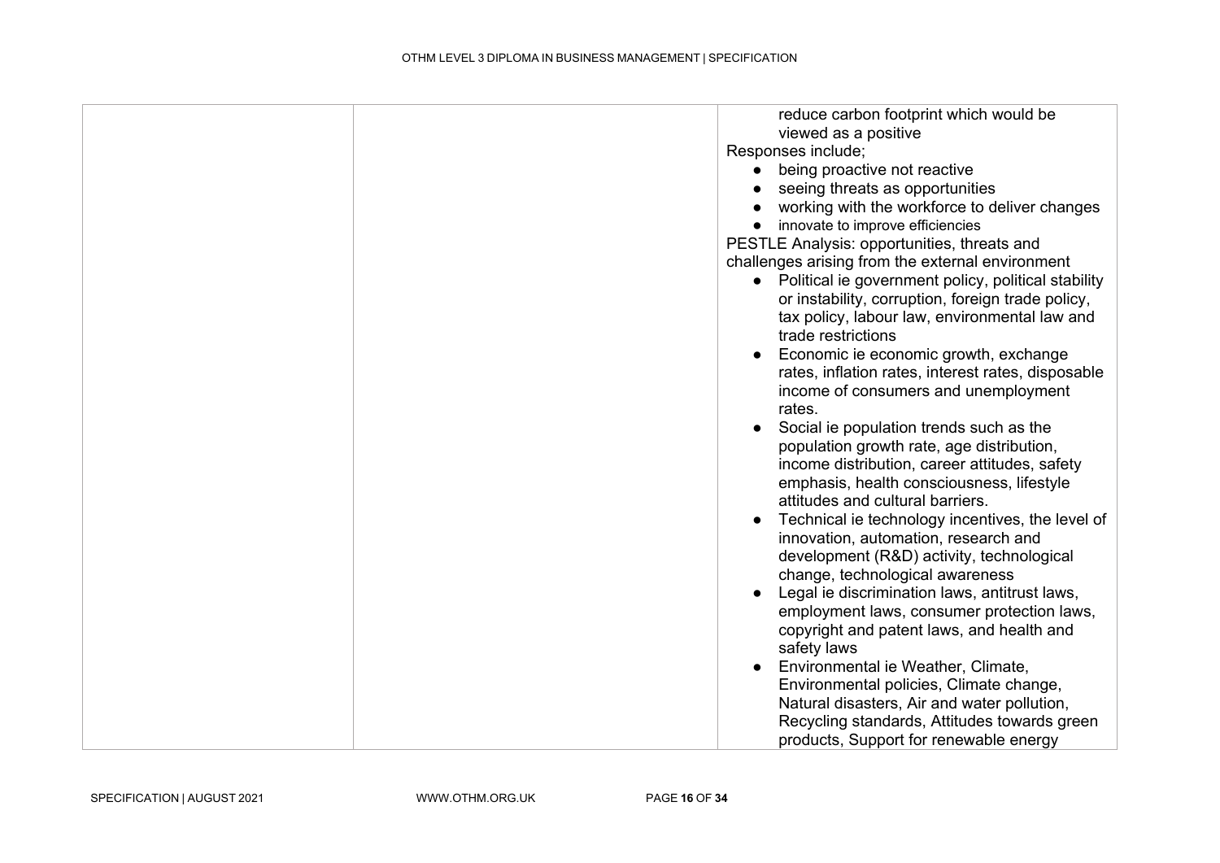| | | reduce carbon footprint which would be viewed as a positive<br>Responses include;<br>• being proactive not reactive<br>• seeing threats as opportunities<br>• working with the workforce to deliver changes<br>• innovate to improve efficiencies<br>PESTLE Analysis: opportunities, threats and challenges arising from the external environment<br>• Political ie government policy, political stability or instability, corruption, foreign trade policy, tax policy, labour law, environmental law and trade restrictions<br>• Economic ie economic growth, exchange rates, inflation rates, interest rates, disposable income of consumers and unemployment rates.<br>• Social ie population trends such as the population growth rate, age distribution, income distribution, career attitudes, safety emphasis, health consciousness, lifestyle attitudes and cultural barriers.<br>• Technical ie technology incentives, the level of innovation, automation, research and development (R&D) activity, technological change, technological awareness<br>• Legal ie discrimination laws, antitrust laws, employment laws, consumer protection laws, copyright and patent laws, and health and safety laws<br>• Environmental ie Weather, Climate, Environmental policies, Climate change, Natural disasters, Air and water pollution, Recycling standards, Attitudes towards green products, Support for renewable energy |
|---|---|---|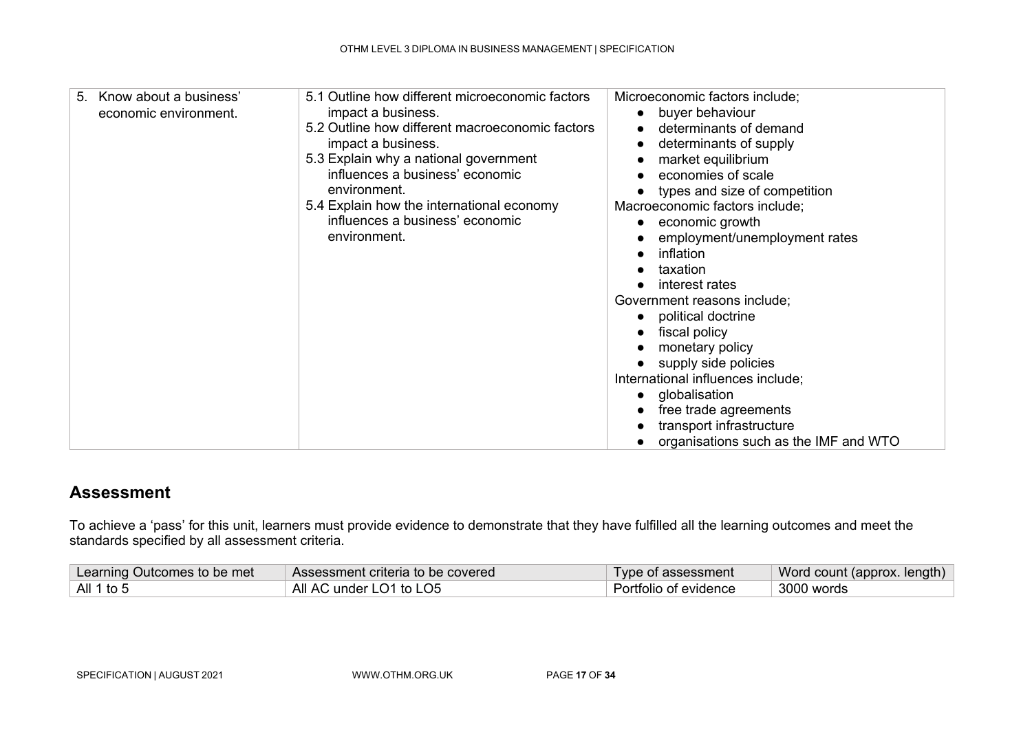| | | |
|---|---|---|
| 5. Know about a business' economic environment. | 5.1 Outline how different microeconomic factors impact a business.<br>5.2 Outline how different macroeconomic factors impact a business.<br>5.3 Explain why a national government influences a business' economic environment.<br>5.4 Explain how the international economy influences a business' economic environment. | Microeconomic factors include;<br>● buyer behaviour<br>● determinants of demand<br>● determinants of supply<br>● market equilibrium<br>● economies of scale<br>● types and size of competition<br>Macroeconomic factors include;<br>● economic growth<br>● employment/unemployment rates<br>● inflation<br>● taxation<br>● interest rates<br>Government reasons include;<br>● political doctrine<br>● fiscal policy<br>● monetary policy<br>● supply side policies<br>International influences include;<br>● globalisation<br>● free trade agreements<br>● transport infrastructure<br>● organisations such as the IMF and WTO |

## Assessment

To achieve a 'pass' for this unit, learners must provide evidence to demonstrate that they have fulfilled all the learning outcomes and meet the standards specified by all assessment criteria.

| Learning Outcomes to be met | Assessment criteria to be covered | Type of assessment | Word count (approx. length) |
|---|---|---|---|
| All 1 to 5 | All AC under LO1 to LO5 | Portfolio of evidence | 3000 words |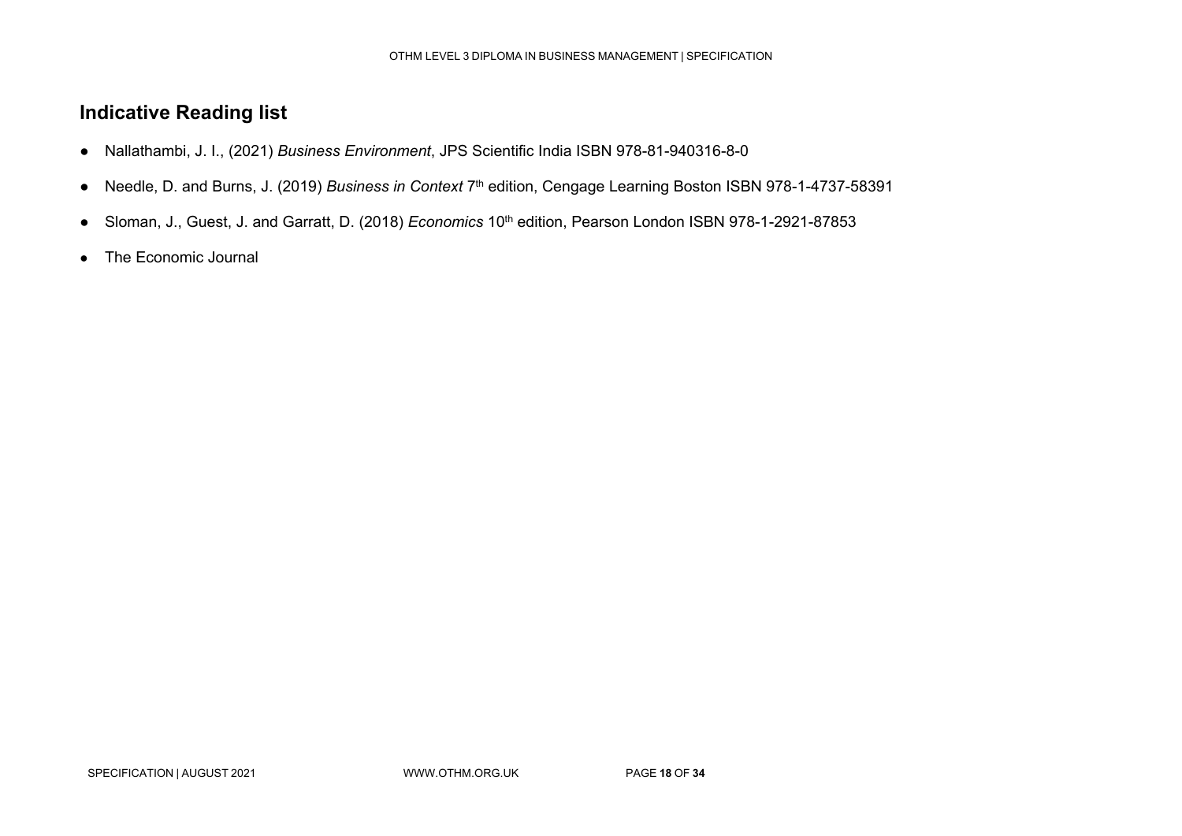## Indicative Reading list

- Nallathambi, J. I., (2021) *Business Environment*, JPS Scientific India ISBN 978-81-940316-8-0
- Needle, D. and Burns, J. (2019) *Business in Context* 7th edition, Cengage Learning Boston ISBN 978-1-4737-58391
- Sloman, J., Guest, J. and Garratt, D. (2018) *Economics* 10th edition, Pearson London ISBN 978-1-2921-87853
- The Economic Journal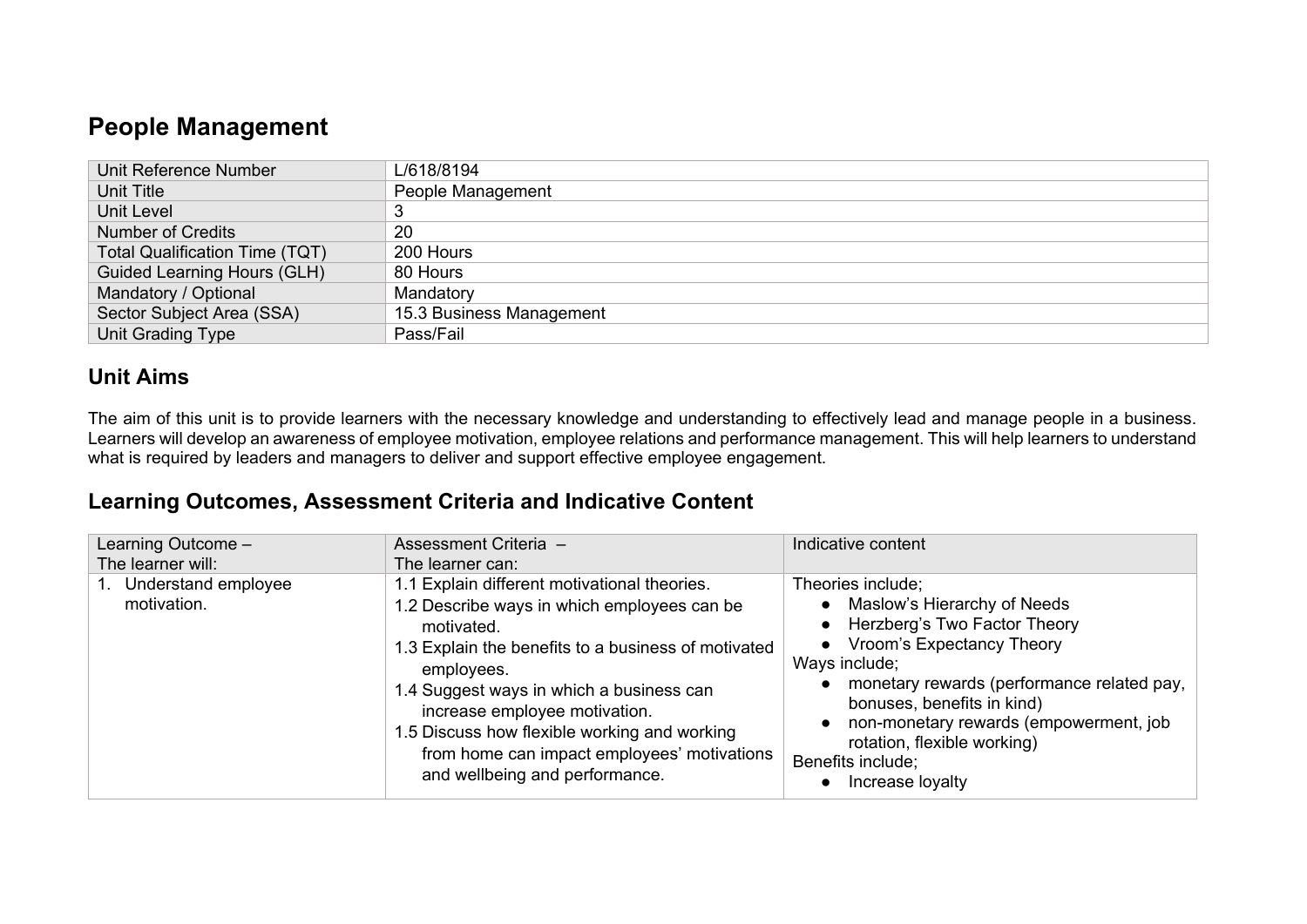# People Management

| | |
|---|---|
| Unit Reference Number | L/618/8194 |
| Unit Title | People Management |
| Unit Level | 3 |
| Number of Credits | 20 |
| Total Qualification Time (TQT) | 200 Hours |
| Guided Learning Hours (GLH) | 80 Hours |
| Mandatory / Optional | Mandatory |
| Sector Subject Area (SSA) | 15.3 Business Management |
| Unit Grading Type | Pass/Fail |

## Unit Aims

The aim of this unit is to provide learners with the necessary knowledge and understanding to effectively lead and manage people in a business. Learners will develop an awareness of employee motivation, employee relations and performance management. This will help learners to understand what is required by leaders and managers to deliver and support effective employee engagement.

## Learning Outcomes, Assessment Criteria and Indicative Content

| Learning Outcome – The learner will: | Assessment Criteria – The learner can: | Indicative content |
|---|---|---|
| 1. Understand employee motivation. | 1.1 Explain different motivational theories.<br>1.2 Describe ways in which employees can be motivated.<br>1.3 Explain the benefits to a business of motivated employees.<br>1.4 Suggest ways in which a business can increase employee motivation.<br>1.5 Discuss how flexible working and working from home can impact employees' motivations and wellbeing and performance. | Theories include;<br>● Maslow's Hierarchy of Needs<br>● Herzberg's Two Factor Theory<br>● Vroom's Expectancy Theory<br>Ways include;<br>● monetary rewards (performance related pay, bonuses, benefits in kind)<br>● non-monetary rewards (empowerment, job rotation, flexible working)<br>Benefits include;<br>● Increase loyalty |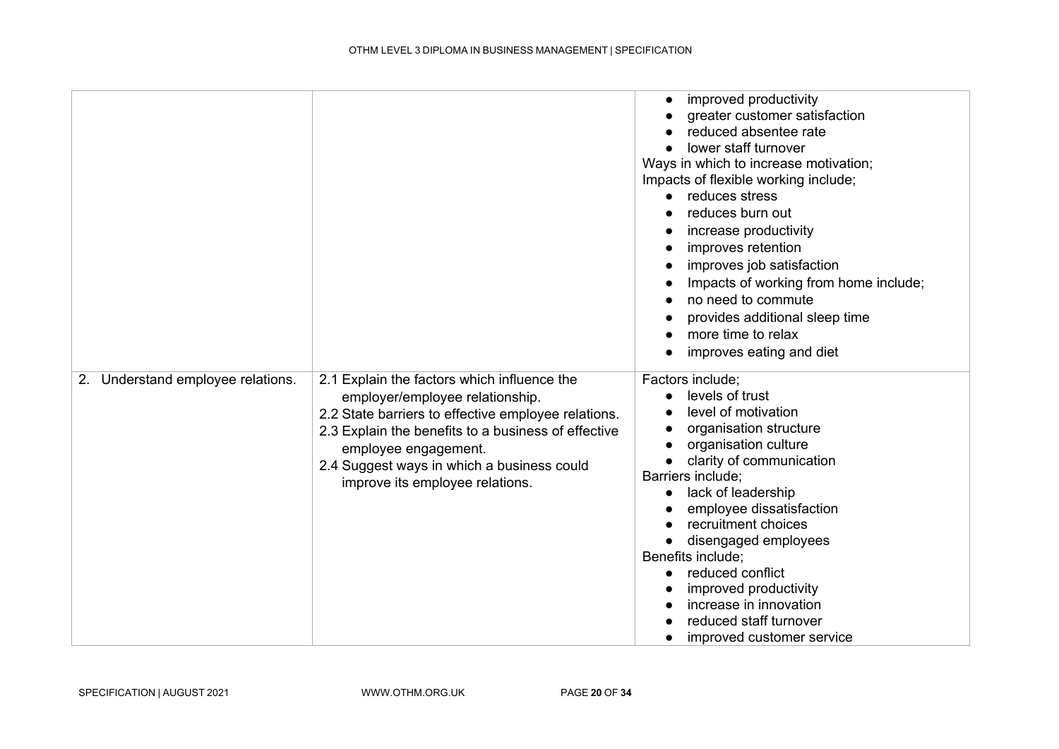| | | |
|---|---|---|
| | | • improved productivity<br>• greater customer satisfaction<br>• reduced absentee rate<br>• lower staff turnover<br>Ways in which to increase motivation;<br>Impacts of flexible working include;<br>• reduces stress<br>• reduces burn out<br>• increase productivity<br>• improves retention<br>• improves job satisfaction<br>• Impacts of working from home include;<br>• no need to commute<br>• provides additional sleep time<br>• more time to relax<br>• improves eating and diet |
| 2. Understand employee relations. | 2.1 Explain the factors which influence the employer/employee relationship.<br>2.2 State barriers to effective employee relations.<br>2.3 Explain the benefits to a business of effective employee engagement.<br>2.4 Suggest ways in which a business could improve its employee relations. | Factors include;<br>• levels of trust<br>• level of motivation<br>• organisation structure<br>• organisation culture<br>• clarity of communication<br>Barriers include;<br>• lack of leadership<br>• employee dissatisfaction<br>• recruitment choices<br>• disengaged employees<br>Benefits include;<br>• reduced conflict<br>• improved productivity<br>• increase in innovation<br>• reduced staff turnover<br>• improved customer service |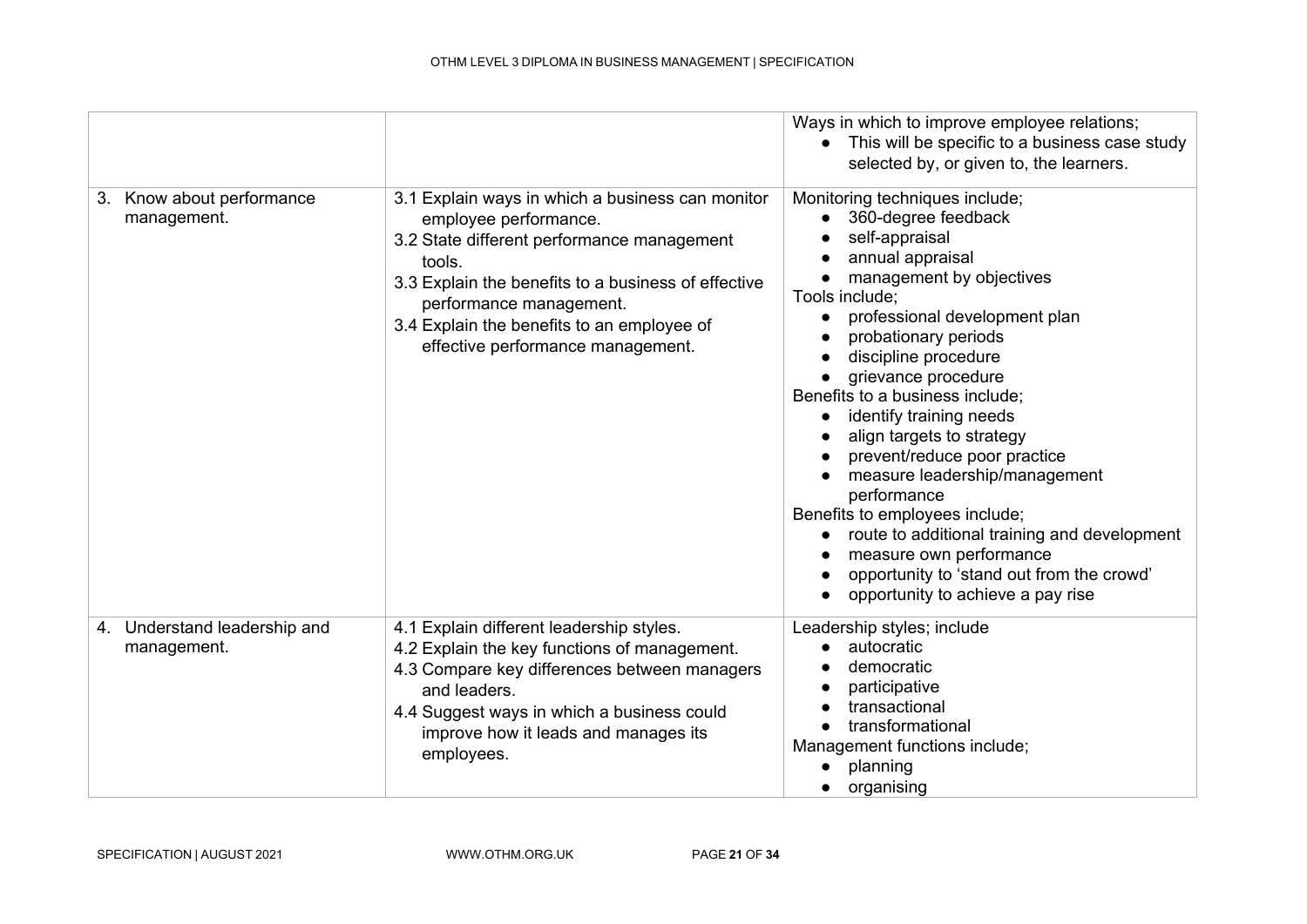| | | |
|---|---|---|
| | | Ways in which to improve employee relations;<br>• This will be specific to a business case study selected by, or given to, the learners. |
| 3. Know about performance management. | 3.1 Explain ways in which a business can monitor employee performance.<br>3.2 State different performance management tools.<br>3.3 Explain the benefits to a business of effective performance management.<br>3.4 Explain the benefits to an employee of effective performance management. | Monitoring techniques include;<br>• 360-degree feedback<br>• self-appraisal<br>• annual appraisal<br>• management by objectives<br>Tools include;<br>• professional development plan<br>• probationary periods<br>• discipline procedure<br>• grievance procedure<br>Benefits to a business include;<br>• identify training needs<br>• align targets to strategy<br>• prevent/reduce poor practice<br>• measure leadership/management performance<br>Benefits to employees include;<br>• route to additional training and development<br>• measure own performance<br>• opportunity to 'stand out from the crowd'<br>• opportunity to achieve a pay rise |
| 4. Understand leadership and management. | 4.1 Explain different leadership styles.<br>4.2 Explain the key functions of management.<br>4.3 Compare key differences between managers and leaders.<br>4.4 Suggest ways in which a business could improve how it leads and manages its employees. | Leadership styles; include<br>• autocratic<br>• democratic<br>• participative<br>• transactional<br>• transformational<br>Management functions include;<br>• planning<br>• organising |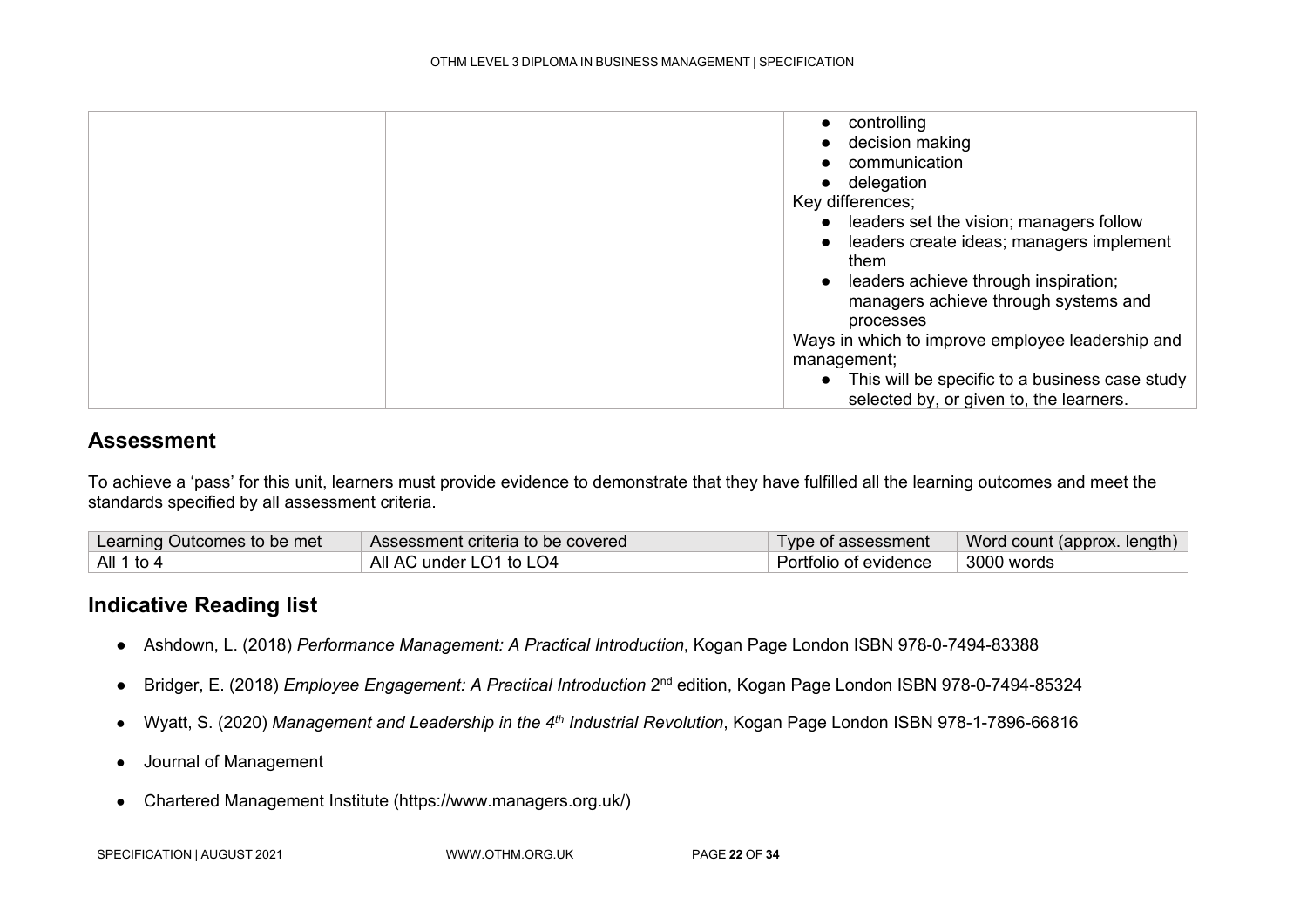| | | <ul><li>controlling</li><li>decision making</li><li>communication</li><li>delegation</li></ul>Key differences;<ul><li>leaders set the vision; managers follow</li><li>leaders create ideas; managers implement them</li><li>leaders achieve through inspiration; managers achieve through systems and processes</li></ul>Ways in which to improve employee leadership and management;<ul><li>This will be specific to a business case study selected by, or given to, the learners.</li></ul> |
|---|---|---|

## Assessment

To achieve a 'pass' for this unit, learners must provide evidence to demonstrate that they have fulfilled all the learning outcomes and meet the standards specified by all assessment criteria.

| Learning Outcomes to be met | Assessment criteria to be covered | Type of assessment | Word count (approx. length) |
|---|---|---|---|
| All 1 to 4 | All AC under LO1 to LO4 | Portfolio of evidence | 3000 words |

## Indicative Reading list

- Ashdown, L. (2018) *Performance Management: A Practical Introduction*, Kogan Page London ISBN 978-0-7494-83388
- Bridger, E. (2018) *Employee Engagement: A Practical Introduction* 2nd edition, Kogan Page London ISBN 978-0-7494-85324
- Wyatt, S. (2020) *Management and Leadership in the 4th Industrial Revolution*, Kogan Page London ISBN 978-1-7896-66816
- Journal of Management
- Chartered Management Institute (https://www.managers.org.uk/)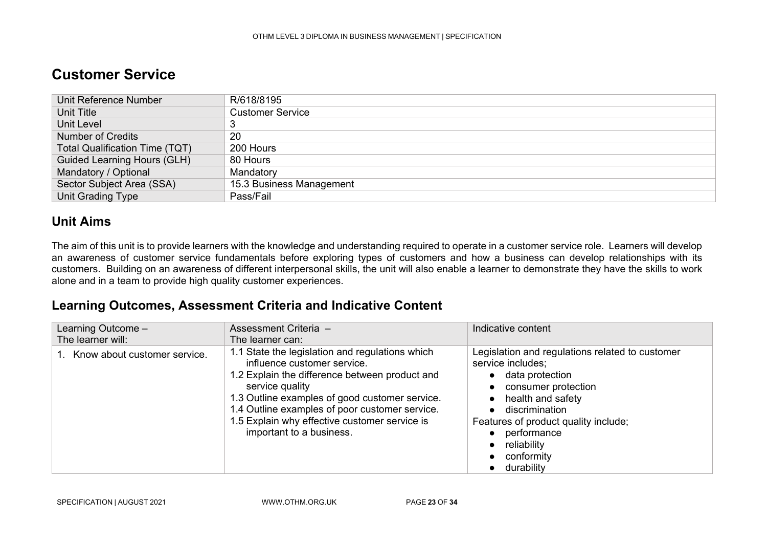## Customer Service

| | |
|---|---|
| Unit Reference Number | R/618/8195 |
| Unit Title | Customer Service |
| Unit Level | 3 |
| Number of Credits | 20 |
| Total Qualification Time (TQT) | 200 Hours |
| Guided Learning Hours (GLH) | 80 Hours |
| Mandatory / Optional | Mandatory |
| Sector Subject Area (SSA) | 15.3 Business Management |
| Unit Grading Type | Pass/Fail |

### Unit Aims

The aim of this unit is to provide learners with the knowledge and understanding required to operate in a customer service role. Learners will develop an awareness of customer service fundamentals before exploring types of customers and how a business can develop relationships with its customers. Building on an awareness of different interpersonal skills, the unit will also enable a learner to demonstrate they have the skills to work alone and in a team to provide high quality customer experiences.

### Learning Outcomes, Assessment Criteria and Indicative Content

| Learning Outcome – The learner will: | Assessment Criteria – The learner can: | Indicative content |
|---|---|---|
| 1. Know about customer service. | 1.1 State the legislation and regulations which influence customer service.<br>1.2 Explain the difference between product and service quality<br>1.3 Outline examples of good customer service.<br>1.4 Outline examples of poor customer service.<br>1.5 Explain why effective customer service is important to a business. | Legislation and regulations related to customer service includes;<br>● data protection<br>● consumer protection<br>● health and safety<br>● discrimination<br>Features of product quality include;<br>● performance<br>● reliability<br>● conformity<br>● durability |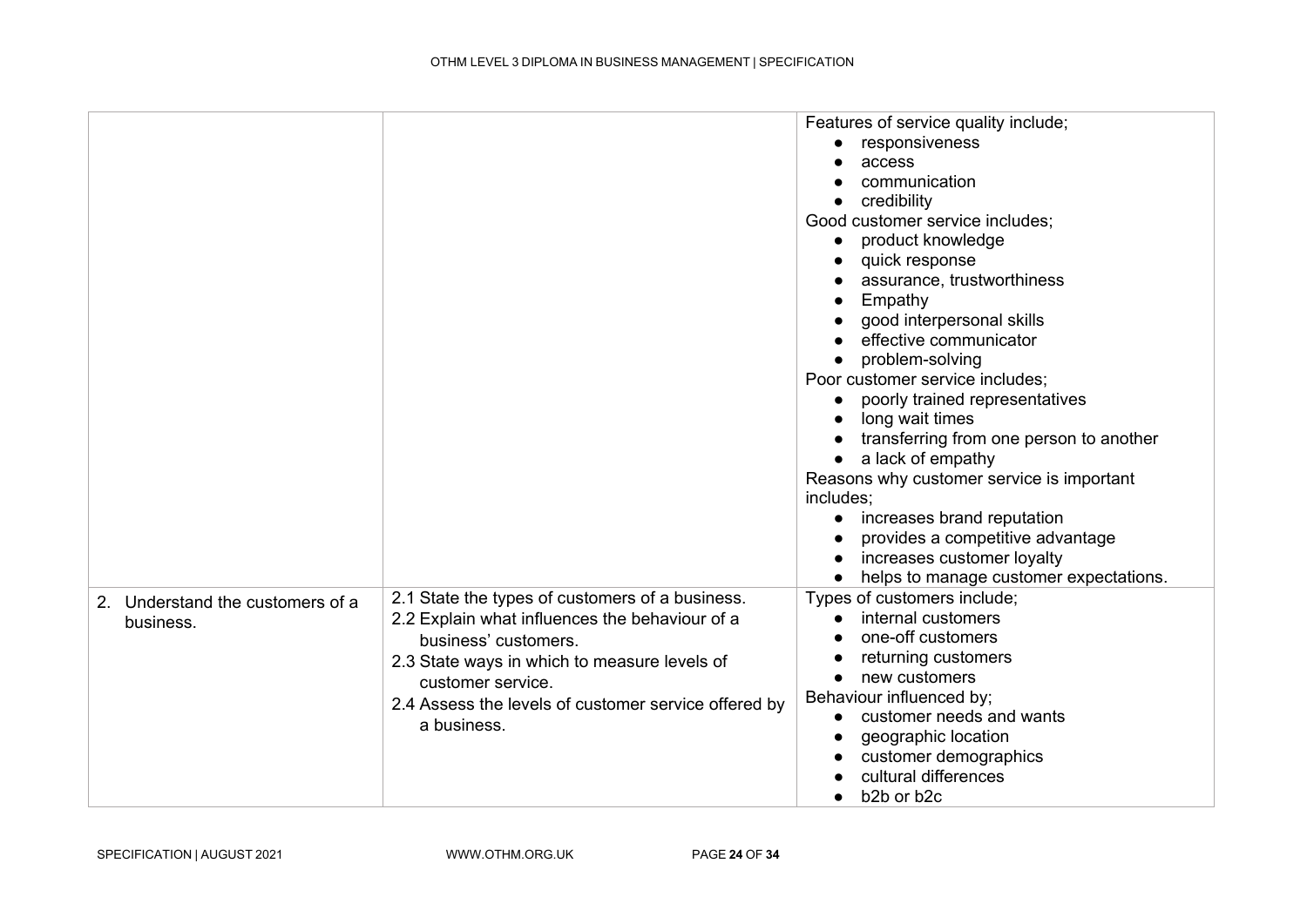| | | |
|---|---|---|
| | | Features of service quality include;<br>• responsiveness<br>• access<br>• communication<br>• credibility<br>Good customer service includes;<br>• product knowledge<br>• quick response<br>• assurance, trustworthiness<br>• Empathy<br>• good interpersonal skills<br>• effective communicator<br>• problem-solving<br>Poor customer service includes;<br>• poorly trained representatives<br>• long wait times<br>• transferring from one person to another<br>• a lack of empathy<br>Reasons why customer service is important includes;<br>• increases brand reputation<br>• provides a competitive advantage<br>• increases customer loyalty<br>• helps to manage customer expectations. |
| 2. Understand the customers of a business. | 2.1 State the types of customers of a business.<br>2.2 Explain what influences the behaviour of a business' customers.<br>2.3 State ways in which to measure levels of customer service.<br>2.4 Assess the levels of customer service offered by a business. | Types of customers include;<br>• internal customers<br>• one-off customers<br>• returning customers<br>• new customers<br>Behaviour influenced by;<br>• customer needs and wants<br>• geographic location<br>• customer demographics<br>• cultural differences<br>• b2b or b2c |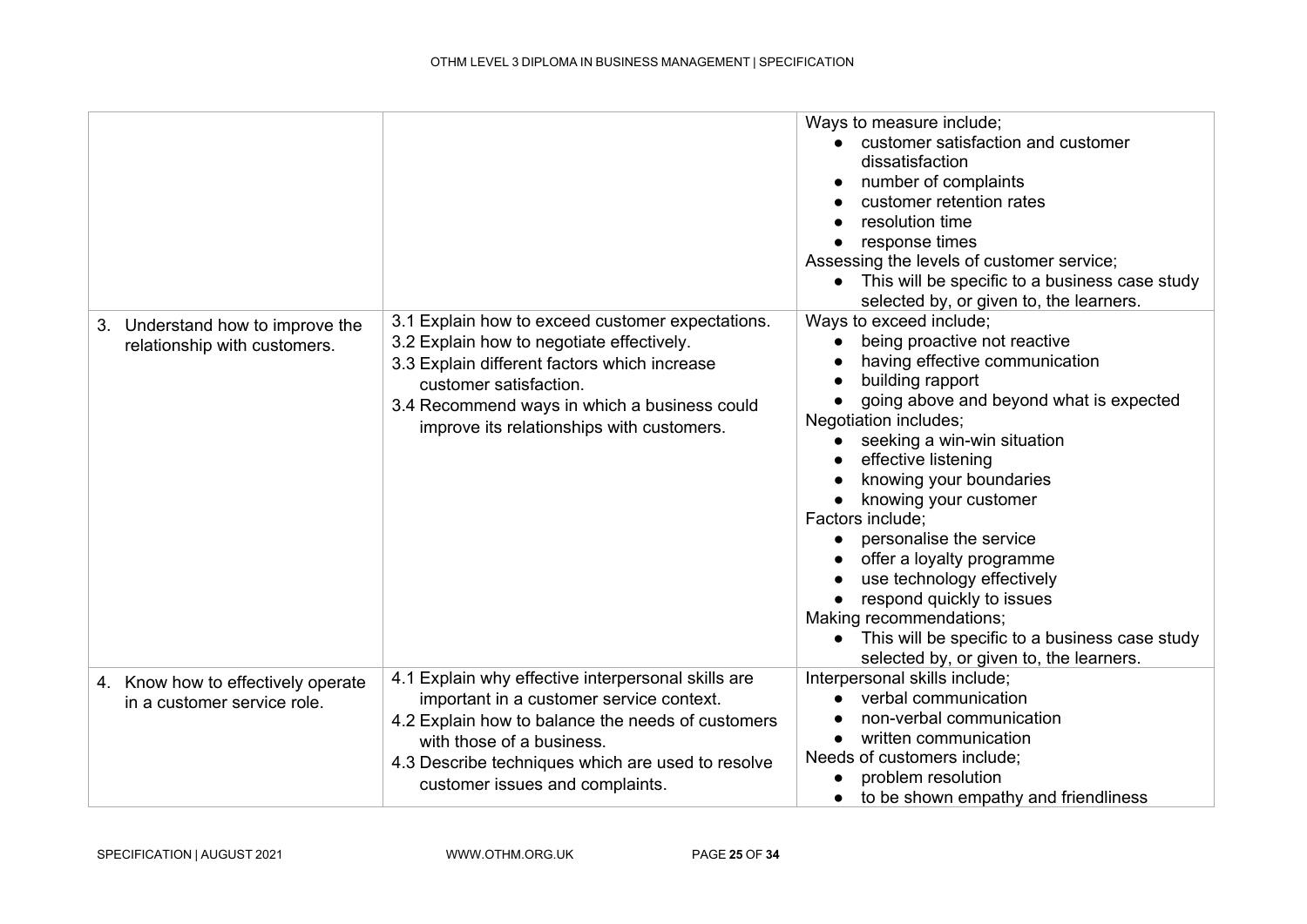| | | |
|---|---|---|
| | | Ways to measure include;<br>• customer satisfaction and customer dissatisfaction<br>• number of complaints<br>• customer retention rates<br>• resolution time<br>• response times<br>Assessing the levels of customer service;<br>• This will be specific to a business case study selected by, or given to, the learners. |
| 3. Understand how to improve the relationship with customers. | 3.1 Explain how to exceed customer expectations.<br>3.2 Explain how to negotiate effectively.<br>3.3 Explain different factors which increase customer satisfaction.<br>3.4 Recommend ways in which a business could improve its relationships with customers. | Ways to exceed include;<br>• being proactive not reactive<br>• having effective communication<br>• building rapport<br>• going above and beyond what is expected<br>Negotiation includes;<br>• seeking a win-win situation<br>• effective listening<br>• knowing your boundaries<br>• knowing your customer<br>Factors include;<br>• personalise the service<br>• offer a loyalty programme<br>• use technology effectively<br>• respond quickly to issues<br>Making recommendations;<br>• This will be specific to a business case study selected by, or given to, the learners. |
| 4. Know how to effectively operate in a customer service role. | 4.1 Explain why effective interpersonal skills are important in a customer service context.<br>4.2 Explain how to balance the needs of customers with those of a business.<br>4.3 Describe techniques which are used to resolve customer issues and complaints. | Interpersonal skills include;<br>• verbal communication<br>• non-verbal communication<br>• written communication<br>Needs of customers include;<br>• problem resolution<br>• to be shown empathy and friendliness |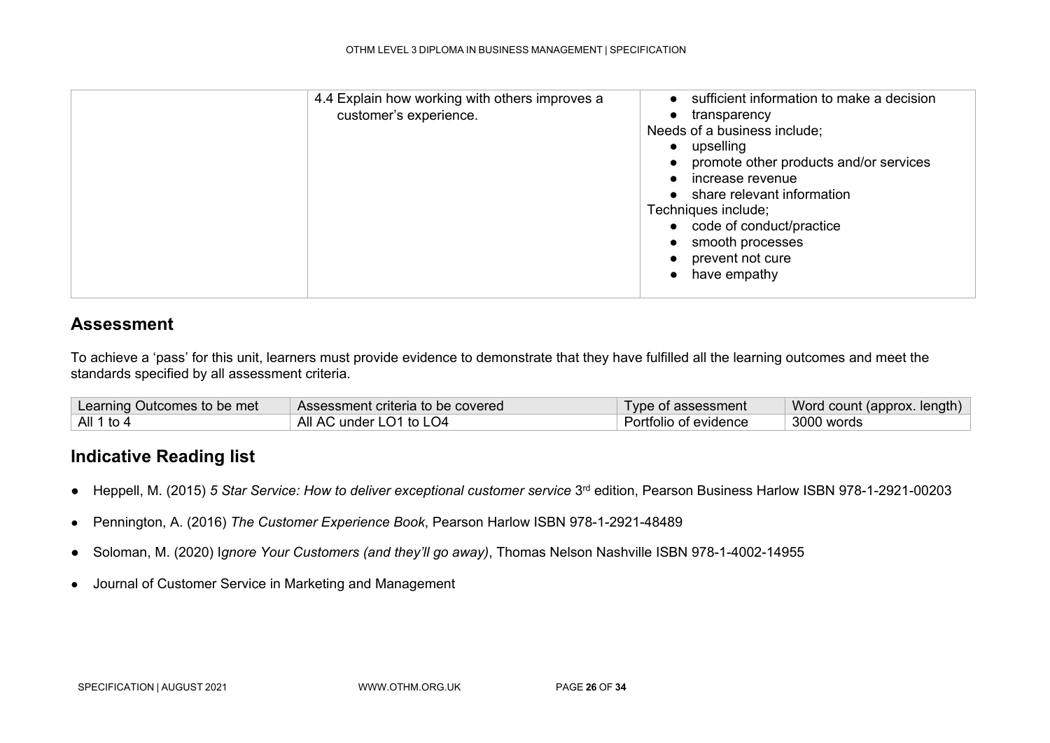| | | |
|---|---|---|
| | 4.4 Explain how working with others improves a customer's experience. | • sufficient information to make a decision<br>• transparency<br>Needs of a business include;<br>• upselling<br>• promote other products and/or services<br>• increase revenue<br>• share relevant information<br>Techniques include;<br>• code of conduct/practice<br>• smooth processes<br>• prevent not cure<br>• have empathy |

## Assessment

To achieve a 'pass' for this unit, learners must provide evidence to demonstrate that they have fulfilled all the learning outcomes and meet the standards specified by all assessment criteria.

| Learning Outcomes to be met | Assessment criteria to be covered | Type of assessment | Word count (approx. length) |
|---|---|---|---|
| All 1 to 4 | All AC under LO1 to LO4 | Portfolio of evidence | 3000 words |

## Indicative Reading list

- Heppell, M. (2015) *5 Star Service: How to deliver exceptional customer service* 3rd edition, Pearson Business Harlow ISBN 978-1-2921-00203
- Pennington, A. (2016) *The Customer Experience Book*, Pearson Harlow ISBN 978-1-2921-48489
- Soloman, M. (2020) I*gnore Your Customers (and they'll go away)*, Thomas Nelson Nashville ISBN 978-1-4002-14955
- Journal of Customer Service in Marketing and Management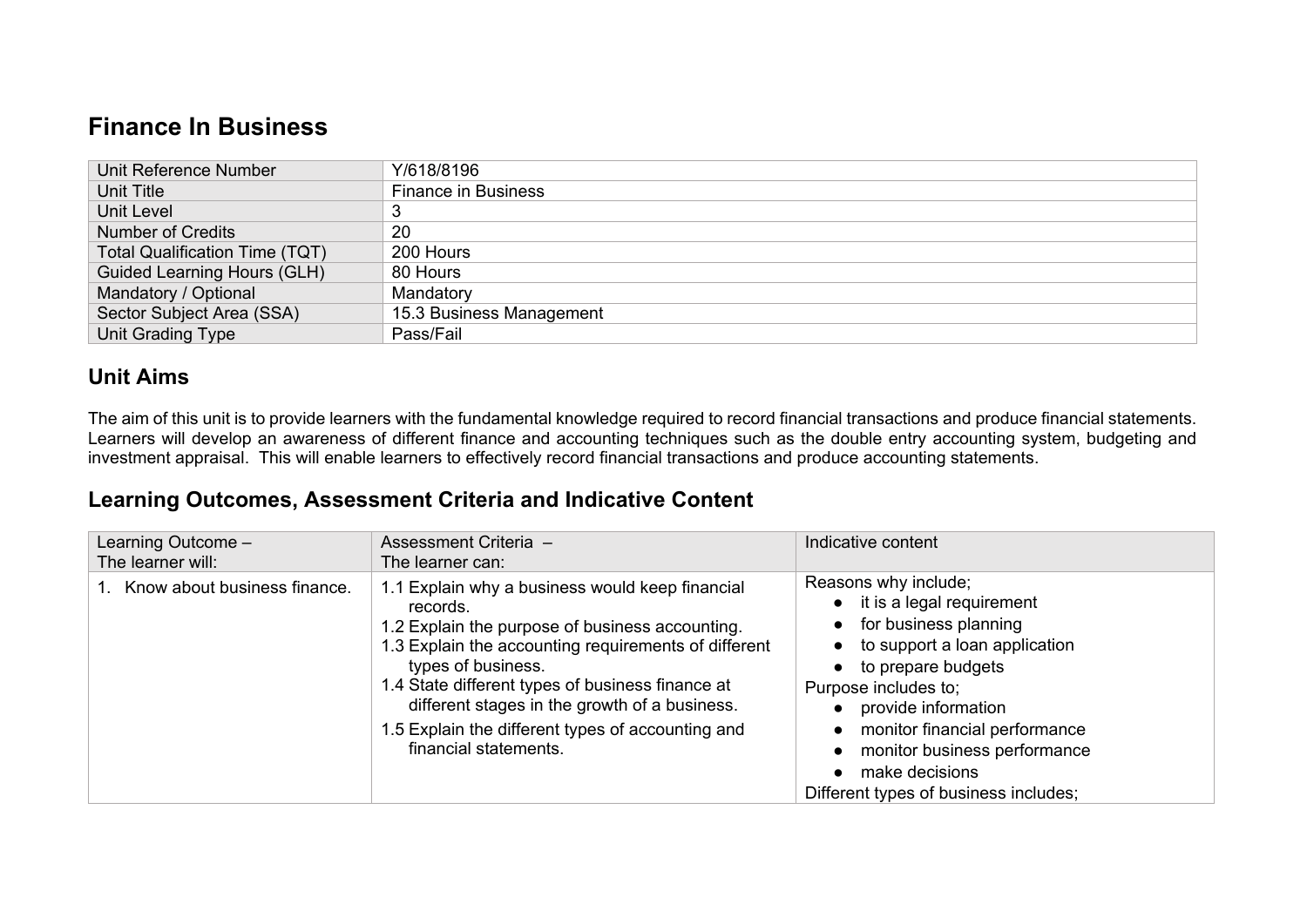# Finance In Business

| | |
|---|---|
| Unit Reference Number | Y/618/8196 |
| Unit Title | Finance in Business |
| Unit Level | 3 |
| Number of Credits | 20 |
| Total Qualification Time (TQT) | 200 Hours |
| Guided Learning Hours (GLH) | 80 Hours |
| Mandatory / Optional | Mandatory |
| Sector Subject Area (SSA) | 15.3 Business Management |
| Unit Grading Type | Pass/Fail |

## Unit Aims

The aim of this unit is to provide learners with the fundamental knowledge required to record financial transactions and produce financial statements. Learners will develop an awareness of different finance and accounting techniques such as the double entry accounting system, budgeting and investment appraisal. This will enable learners to effectively record financial transactions and produce accounting statements.

## Learning Outcomes, Assessment Criteria and Indicative Content

| Learning Outcome – The learner will: | Assessment Criteria – The learner can: | Indicative content |
|---|---|---|
| 1. Know about business finance. | 1.1 Explain why a business would keep financial records.<br>1.2 Explain the purpose of business accounting.<br>1.3 Explain the accounting requirements of different types of business.<br>1.4 State different types of business finance at different stages in the growth of a business.<br>1.5 Explain the different types of accounting and financial statements. | Reasons why include;<br>● it is a legal requirement<br>● for business planning<br>● to support a loan application<br>● to prepare budgets<br>Purpose includes to;<br>● provide information<br>● monitor financial performance<br>● monitor business performance<br>● make decisions<br>Different types of business includes; |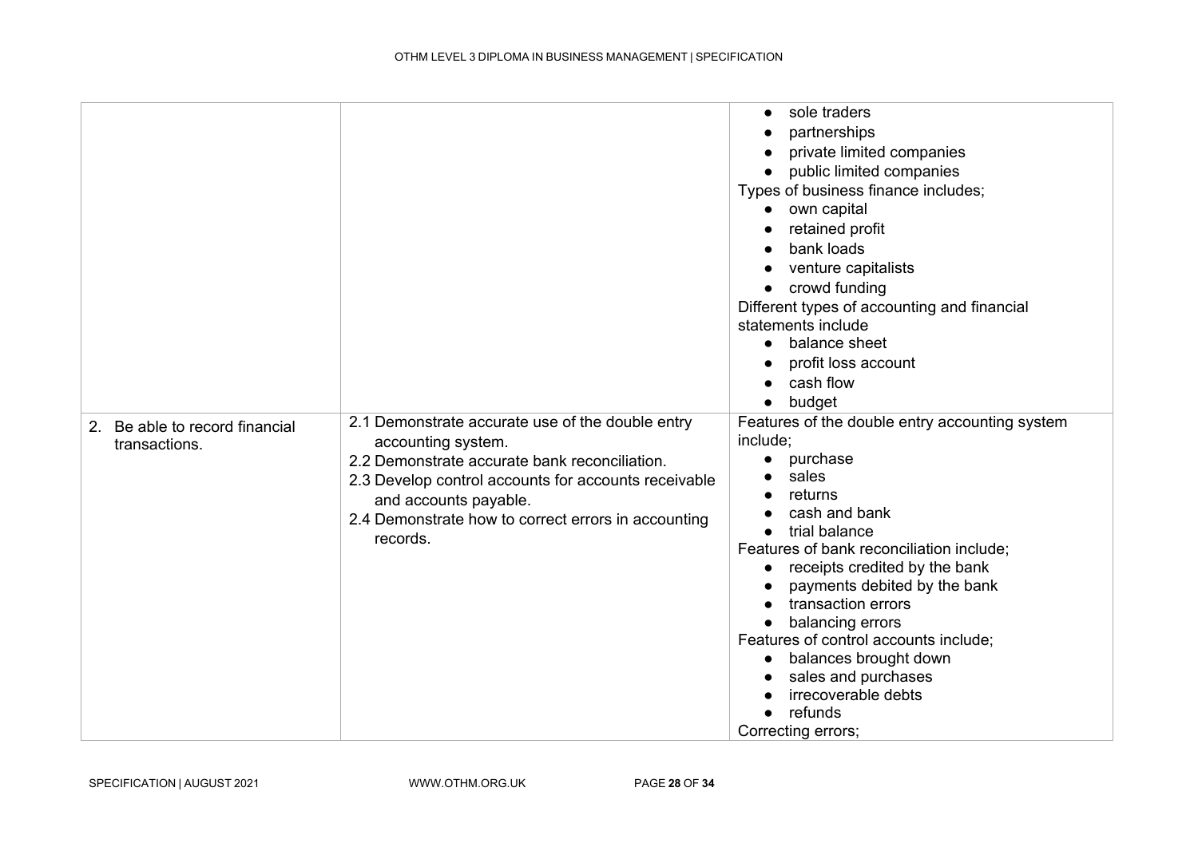| | | |
|---|---|---|
| | | • sole traders<br>• partnerships<br>• private limited companies<br>• public limited companies<br>Types of business finance includes;<br>• own capital<br>• retained profit<br>• bank loads<br>• venture capitalists<br>• crowd funding<br>Different types of accounting and financial statements include<br>• balance sheet<br>• profit loss account<br>• cash flow<br>• budget |
| 2. Be able to record financial transactions. | 2.1 Demonstrate accurate use of the double entry accounting system.<br>2.2 Demonstrate accurate bank reconciliation.<br>2.3 Develop control accounts for accounts receivable and accounts payable.<br>2.4 Demonstrate how to correct errors in accounting records. | Features of the double entry accounting system include;<br>• purchase<br>• sales<br>• returns<br>• cash and bank<br>• trial balance<br>Features of bank reconciliation include;<br>• receipts credited by the bank<br>• payments debited by the bank<br>• transaction errors<br>• balancing errors<br>Features of control accounts include;<br>• balances brought down<br>• sales and purchases<br>• irrecoverable debts<br>• refunds<br>Correcting errors; |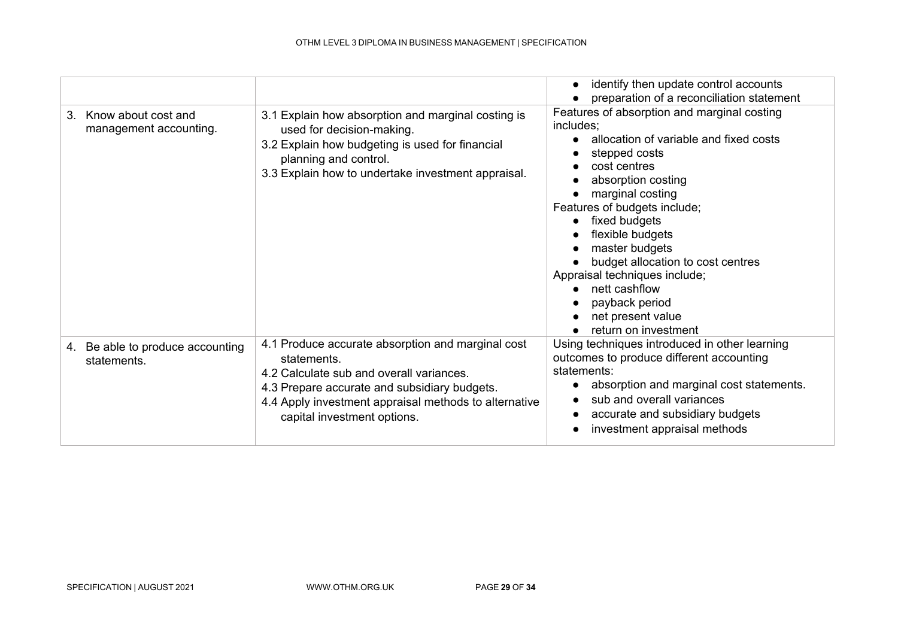| | | |
|---|---|---|
| | | • identify then update control accounts<br>• preparation of a reconciliation statement |
| 3. Know about cost and management accounting. | 3.1 Explain how absorption and marginal costing is used for decision-making.<br>3.2 Explain how budgeting is used for financial planning and control.<br>3.3 Explain how to undertake investment appraisal. | Features of absorption and marginal costing includes;<br>• allocation of variable and fixed costs<br>• stepped costs<br>• cost centres<br>• absorption costing<br>• marginal costing<br>Features of budgets include;<br>• fixed budgets<br>• flexible budgets<br>• master budgets<br>• budget allocation to cost centres<br>Appraisal techniques include;<br>• nett cashflow<br>• payback period<br>• net present value<br>• return on investment |
| 4. Be able to produce accounting statements. | 4.1 Produce accurate absorption and marginal cost statements.<br>4.2 Calculate sub and overall variances.<br>4.3 Prepare accurate and subsidiary budgets.<br>4.4 Apply investment appraisal methods to alternative capital investment options. | Using techniques introduced in other learning outcomes to produce different accounting statements:<br>• absorption and marginal cost statements.<br>• sub and overall variances<br>• accurate and subsidiary budgets<br>• investment appraisal methods |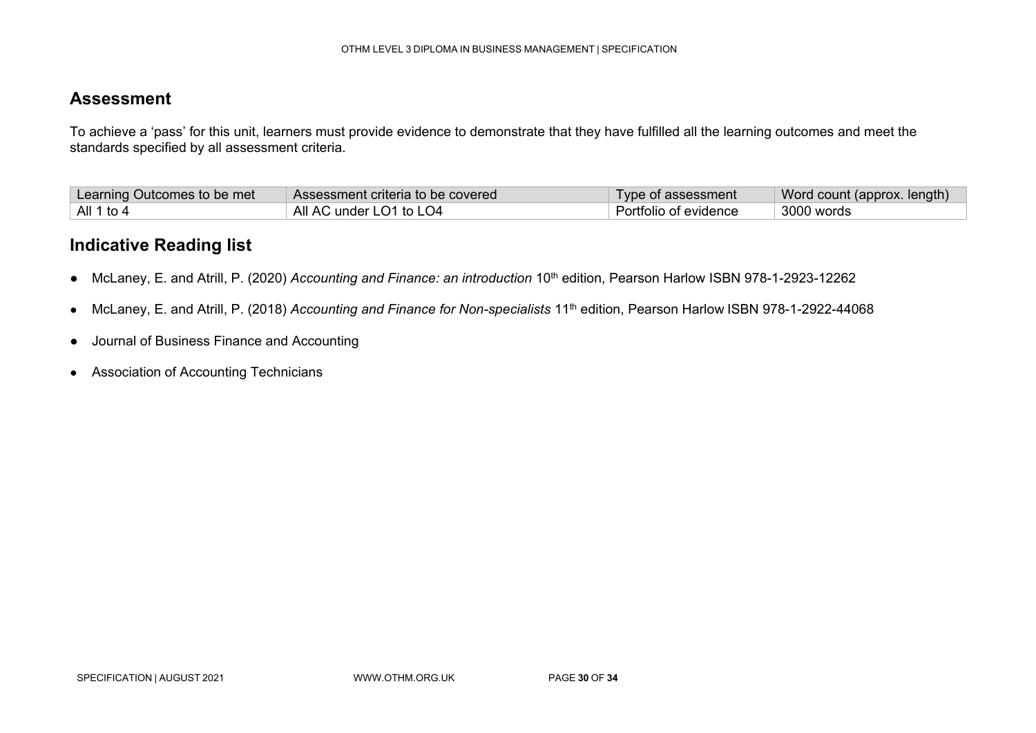## Assessment

To achieve a 'pass' for this unit, learners must provide evidence to demonstrate that they have fulfilled all the learning outcomes and meet the standards specified by all assessment criteria.

| Learning Outcomes to be met | Assessment criteria to be covered | Type of assessment | Word count (approx. length) |
|---|---|---|---|
| All 1 to 4 | All AC under LO1 to LO4 | Portfolio of evidence | 3000 words |

## Indicative Reading list

- McLaney, E. and Atrill, P. (2020) *Accounting and Finance: an introduction* 10th edition, Pearson Harlow ISBN 978-1-2923-12262
- McLaney, E. and Atrill, P. (2018) *Accounting and Finance for Non-specialists* 11th edition, Pearson Harlow ISBN 978-1-2922-44068
- Journal of Business Finance and Accounting
- Association of Accounting Technicians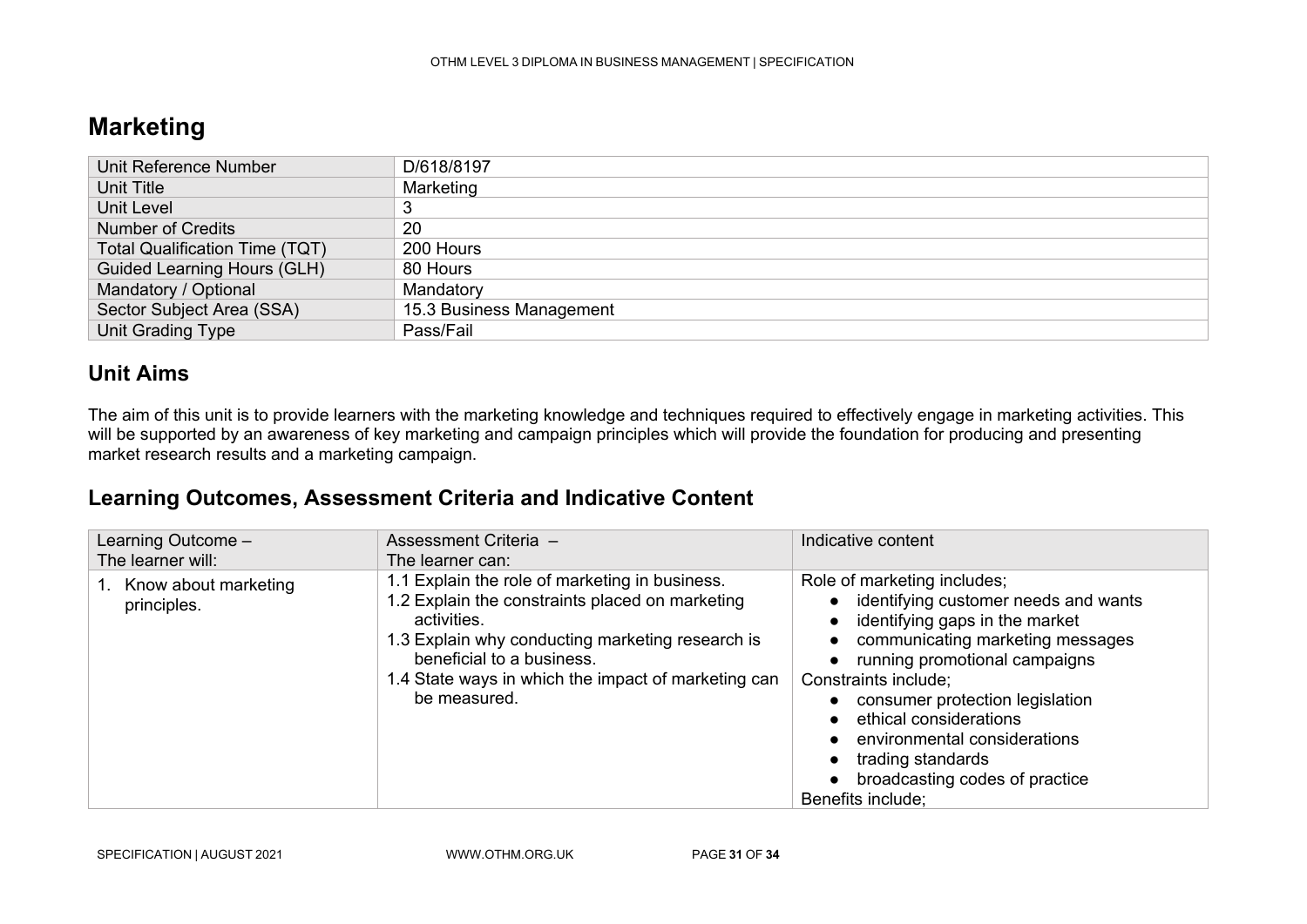# Marketing

| Unit Reference Number | D/618/8197 |
|---|---|
| Unit Title | Marketing |
| Unit Level | 3 |
| Number of Credits | 20 |
| Total Qualification Time (TQT) | 200 Hours |
| Guided Learning Hours (GLH) | 80 Hours |
| Mandatory / Optional | Mandatory |
| Sector Subject Area (SSA) | 15.3 Business Management |
| Unit Grading Type | Pass/Fail |

## Unit Aims

The aim of this unit is to provide learners with the marketing knowledge and techniques required to effectively engage in marketing activities. This will be supported by an awareness of key marketing and campaign principles which will provide the foundation for producing and presenting market research results and a marketing campaign.

## Learning Outcomes, Assessment Criteria and Indicative Content

| Learning Outcome – The learner will: | Assessment Criteria – The learner can: | Indicative content |
|---|---|---|
| 1. Know about marketing principles. | 1.1 Explain the role of marketing in business.<br>1.2 Explain the constraints placed on marketing activities.<br>1.3 Explain why conducting marketing research is beneficial to a business.<br>1.4 State ways in which the impact of marketing can be measured. | Role of marketing includes;<br>• identifying customer needs and wants<br>• identifying gaps in the market<br>• communicating marketing messages<br>• running promotional campaigns<br>Constraints include;<br>• consumer protection legislation<br>• ethical considerations<br>• environmental considerations<br>• trading standards<br>• broadcasting codes of practice<br>Benefits include; |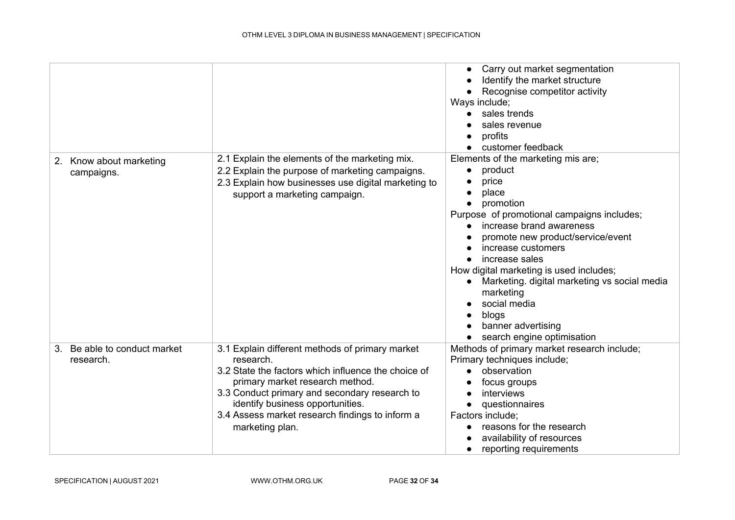| | | |
|---|---|---|
| | | • Carry out market segmentation<br>• Identify the market structure<br>• Recognise competitor activity<br>Ways include;<br>• sales trends<br>• sales revenue<br>• profits<br>• customer feedback |
| 2. Know about marketing campaigns. | 2.1 Explain the elements of the marketing mix.<br>2.2 Explain the purpose of marketing campaigns.<br>2.3 Explain how businesses use digital marketing to support a marketing campaign. | Elements of the marketing mis are;<br>• product<br>• price<br>• place<br>• promotion<br>Purpose of promotional campaigns includes;<br>• increase brand awareness<br>• promote new product/service/event<br>• increase customers<br>• increase sales<br>How digital marketing is used includes;<br>• Marketing. digital marketing vs social media marketing<br>• social media<br>• blogs<br>• banner advertising<br>• search engine optimisation |
| 3. Be able to conduct market research. | 3.1 Explain different methods of primary market research.<br>3.2 State the factors which influence the choice of primary market research method.<br>3.3 Conduct primary and secondary research to identify business opportunities.<br>3.4 Assess market research findings to inform a marketing plan. | Methods of primary market research include;<br>Primary techniques include;<br>• observation<br>• focus groups<br>• interviews<br>• questionnaires<br>Factors include;<br>• reasons for the research<br>• availability of resources<br>• reporting requirements |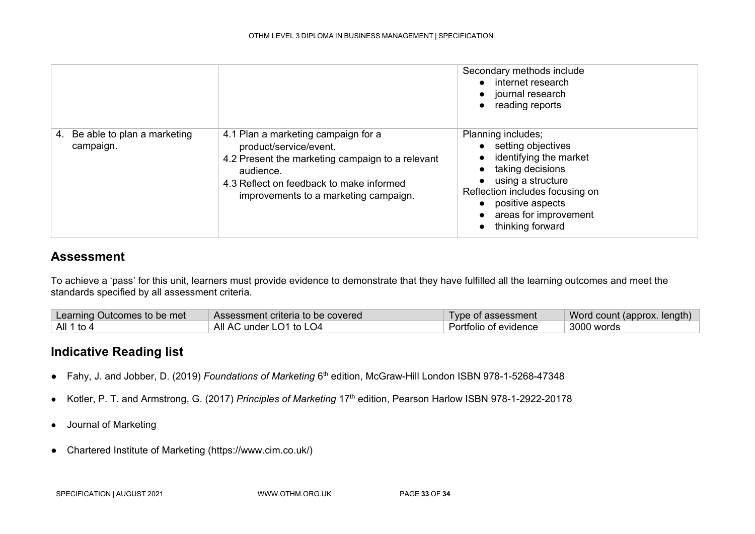| | | |
|---|---|---|
| | | Secondary methods include<br>● internet research<br>● journal research<br>● reading reports |
| 4. Be able to plan a marketing campaign. | 4.1 Plan a marketing campaign for a product/service/event.<br>4.2 Present the marketing campaign to a relevant audience.<br>4.3 Reflect on feedback to make informed improvements to a marketing campaign. | Planning includes;<br>● setting objectives<br>● identifying the market<br>● taking decisions<br>● using a structure<br>Reflection includes focusing on<br>● positive aspects<br>● areas for improvement<br>● thinking forward |

## Assessment

To achieve a 'pass' for this unit, learners must provide evidence to demonstrate that they have fulfilled all the learning outcomes and meet the standards specified by all assessment criteria.

| Learning Outcomes to be met | Assessment criteria to be covered | Type of assessment | Word count (approx. length) |
|---|---|---|---|
| All 1 to 4 | All AC under LO1 to LO4 | Portfolio of evidence | 3000 words |

## Indicative Reading list

- Fahy, J. and Jobber, D. (2019) *Foundations of Marketing* 6th edition, McGraw-Hill London ISBN 978-1-5268-47348
- Kotler, P. T. and Armstrong, G. (2017) *Principles of Marketing* 17th edition, Pearson Harlow ISBN 978-1-2922-20178
- Journal of Marketing
- Chartered Institute of Marketing (https://www.cim.co.uk/)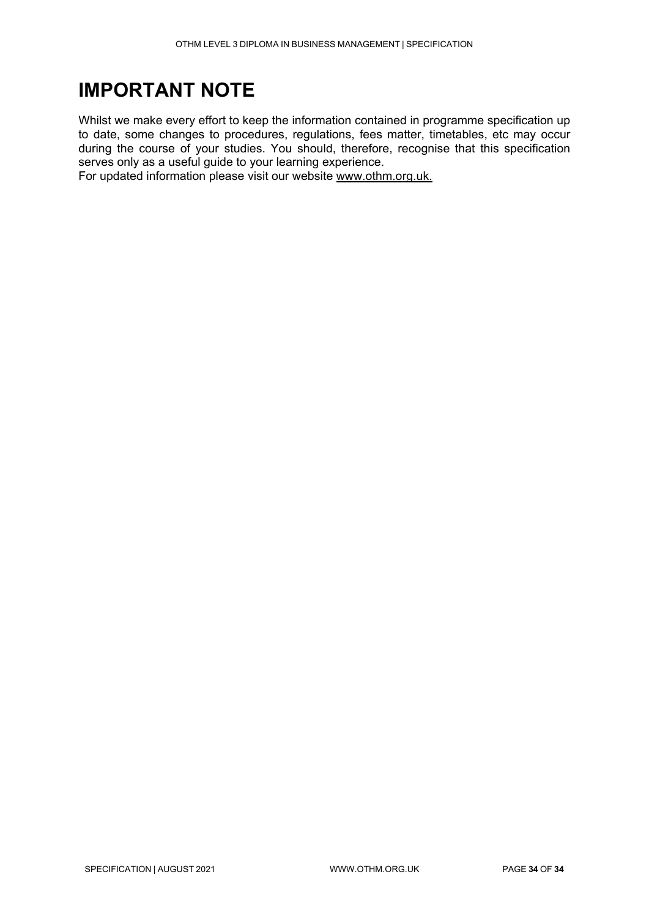# IMPORTANT NOTE

Whilst we make every effort to keep the information contained in programme specification up to date, some changes to procedures, regulations, fees matter, timetables, etc may occur during the course of your studies. You should, therefore, recognise that this specification serves only as a useful guide to your learning experience.
For updated information please visit our website www.othm.org.uk.